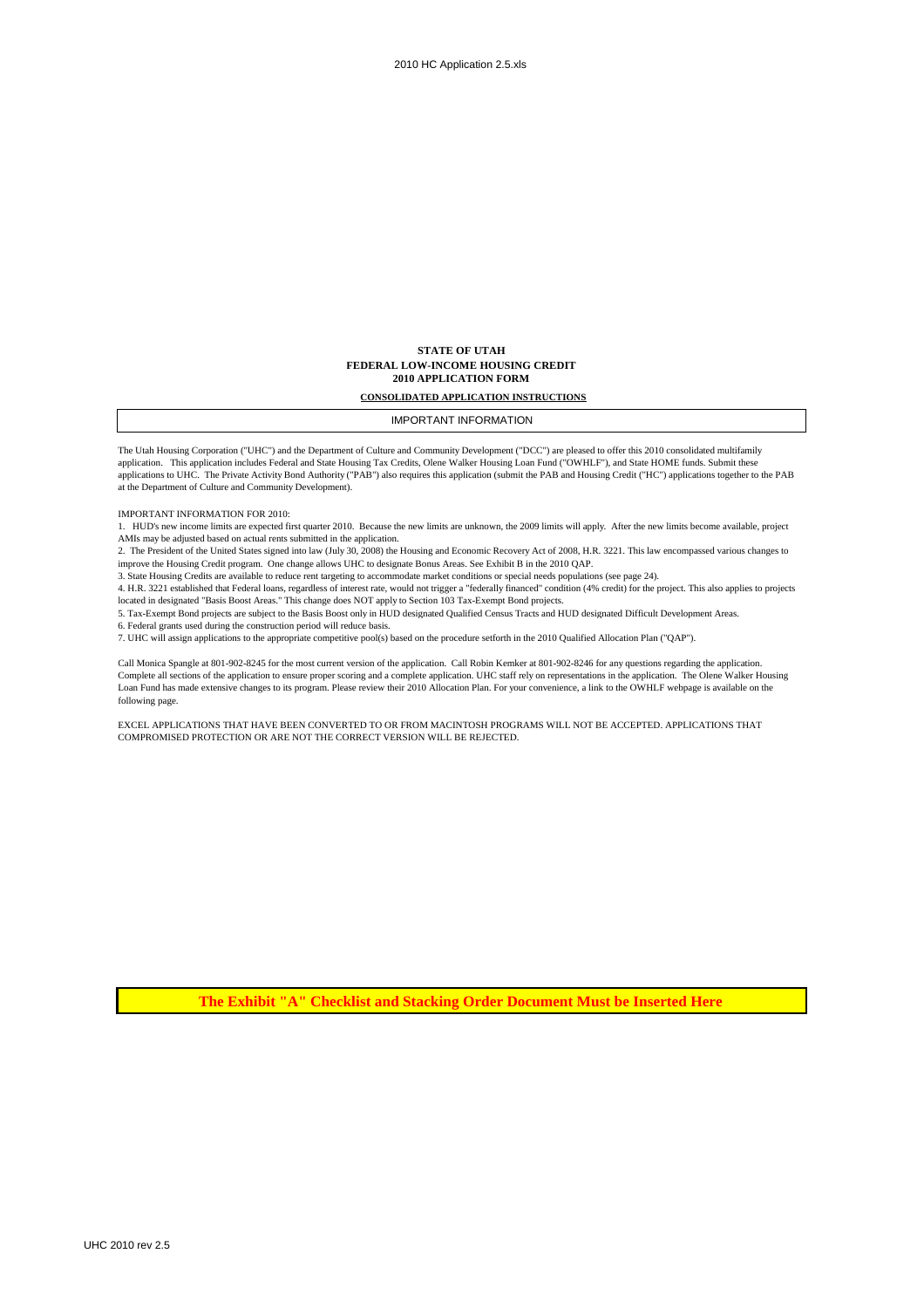**STATE OF UTAH**
**FEDERAL LOW-INCOME HOUSING CREDIT**
**2010 APPLICATION FORM**

**CONSOLIDATED APPLICATION INSTRUCTIONS**

IMPORTANT INFORMATION

The Utah Housing Corporation ("UHC") and the Department of Culture and Community Development ("DCC") are pleased to offer this 2010 consolidated multifamily application. This application includes Federal and State Housing Tax Credits, Olene Walker Housing Loan Fund ("OWHLF"), and State HOME funds. Submit these applications to UHC. The Private Activity Bond Authority ("PAB") also requires this application (submit the PAB and Housing Credit ("HC") applications together to the PAB at the Department of Culture and Community Development).

IMPORTANT INFORMATION FOR 2010:

1. HUD's new income limits are expected first quarter 2010. Because the new limits are unknown, the 2009 limits will apply. After the new limits become available, project AMIs may be adjusted based on actual rents submitted in the application.
2. The President of the United States signed into law (July 30, 2008) the Housing and Economic Recovery Act of 2008, H.R. 3221. This law encompassed various changes to improve the Housing Credit program. One change allows UHC to designate Bonus Areas. See Exhibit B in the 2010 QAP.
3. State Housing Credits are available to reduce rent targeting to accommodate market conditions or special needs populations (see page 24).
4. H.R. 3221 established that Federal loans, regardless of interest rate, would not trigger a "federally financed" condition (4% credit) for the project. This also applies to projects located in designated "Basis Boost Areas." This change does NOT apply to Section 103 Tax-Exempt Bond projects.
5. Tax-Exempt Bond projects are subject to the Basis Boost only in HUD designated Qualified Census Tracts and HUD designated Difficult Development Areas.
6. Federal grants used during the construction period will reduce basis.
7. UHC will assign applications to the appropriate competitive pool(s) based on the procedure setforth in the 2010 Qualified Allocation Plan ("QAP").

Call Monica Spangle at 801-902-8245 for the most current version of the application. Call Robin Kemker at 801-902-8246 for any questions regarding the application. Complete all sections of the application to ensure proper scoring and a complete application. UHC staff rely on representations in the application. The Olene Walker Housing Loan Fund has made extensive changes to its program. Please review their 2010 Allocation Plan. For your convenience, a link to the OWHLF webpage is available on the following page.

EXCEL APPLICATIONS THAT HAVE BEEN CONVERTED TO OR FROM MACINTOSH PROGRAMS WILL NOT BE ACCEPTED. APPLICATIONS THAT COMPROMISED PROTECTION OR ARE NOT THE CORRECT VERSION WILL BE REJECTED.

**The Exhibit "A" Checklist and Stacking Order Document Must be Inserted Here**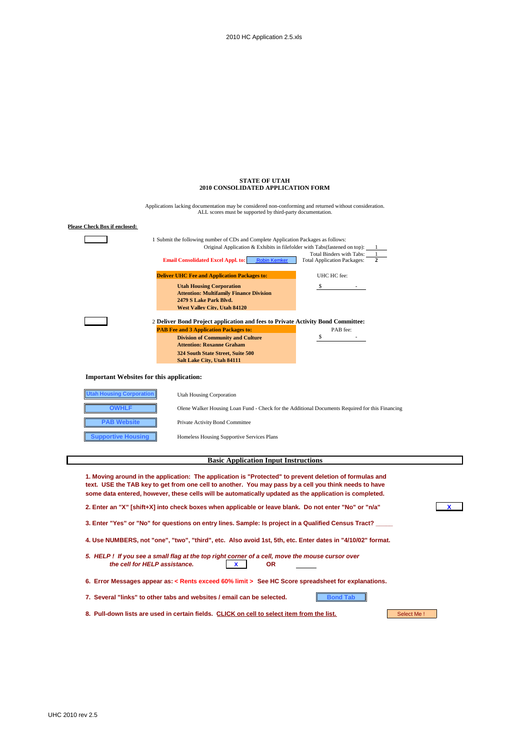# STATE OF UTAH
## 2010 CONSOLIDATED APPLICATION FORM

Applications lacking documentation may be considered non-conforming and returned without consideration.
ALL scores must be supported by third-party documentation.

**Please Check Box if enclosed:**

1 Submit the following number of CDs and Complete Application Packages as follows:

| | |
|---|---|
| Original Application & Exhibits in filefolder with Tabs(fastened on top): | 1 |
| Total Binders with Tabs: | 1 |
| Total Application Packages: | **2** |

**Email Consolidated Excel Appl. to:** Robin Kemker

**Deliver UHC Fee and Application Packages to:**

**Utah Housing Corporation**
**Attention: Multifamily Finance Division**
**2479 S Lake Park Blvd.**
**West Valley City, Utah 84120**

UHC HC fee: $ -

2 **Deliver Bond Project application and fees to Private Activity Bond Committee:**

**PAB Fee and 3 Application Packages to:**

**Division of Community and Culture**
**Attention: Roxanne Graham**
**324 South State Street, Suite 500**
**Salt Lake City, Utah 84111**

PAB fee: $ -

### Important Websites for this application:

| | |
|---|---|
| Utah Housing Corporation | Utah Housing Corporation |
| OWHLF | Olene Walker Housing Loan Fund - Check for the Additional Documents Required for this Financing |
| PAB Website | Private Activity Bond Committee |
| Supportive Housing | Homeless Housing Supportive Services Plans |

## Basic Application Input Instructions

**1. Moving around in the application: The application is "Protected" to prevent deletion of formulas and text. USE the TAB key to get from one cell to another. You may pass by a cell you think needs to have some data entered, however, these cells will be automatically updated as the application is completed.**

**2. Enter an "X" [shift+X] into check boxes when applicable or leave blank. Do not enter "No" or "n/a"** X

**3. Enter "Yes" or "No" for questions on entry lines. Sample: Is project in a Qualified Census Tract?** _____

**4. Use NUMBERS, not "one", "two", "third", etc. Also avoid 1st, 5th, etc. Enter dates in "4/10/02" format.**

***5. HELP ! If you see a small flag at the top right corner of a cell, move the mouse cursor over the cell for HELP assistance.*** X **OR** _____

**6. Error Messages appear as: < Rents exceed 60% limit > See HC Score spreadsheet for explanations.**

**7. Several "links" to other tabs and websites / email can be selected.** Bond Tab

**8. Pull-down lists are used in certain fields. CLICK on cell to select item from the list.** Select Me !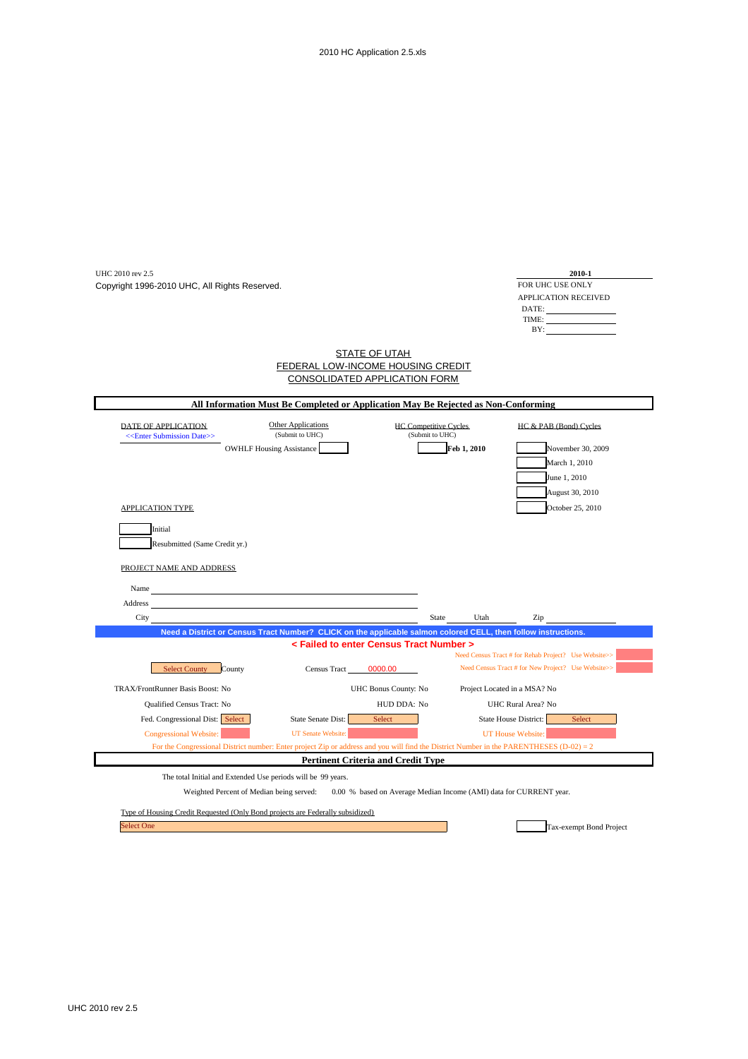UHC 2010 rev 2.5
Copyright 1996-2010 UHC, All Rights Reserved.

**2010-1**
FOR UHC USE ONLY
APPLICATION RECEIVED
DATE: \_\_\_\_\_\_\_\_\_\_
TIME: \_\_\_\_\_\_\_\_\_\_
BY: \_\_\_\_\_\_\_\_\_\_

# STATE OF UTAH
## FEDERAL LOW-INCOME HOUSING CREDIT
## CONSOLIDATED APPLICATION FORM

**All Information Must Be Completed or Application May Be Rejected as Non-Conforming**

| DATE OF APPLICATION | Other Applications (Submit to UHC) | HC Competitive Cycles (Submit to UHC) | HC & PAB (Bond) Cycles |
|---|---|---|---|
| <<Enter Submission Date>> | OWHLF Housing Assistance [ ] | [ ] **Feb 1, 2010** | [ ] November 30, 2009 |
| | | | [ ] March 1, 2010 |
| | | | [ ] June 1, 2010 |
| | | | [ ] August 30, 2010 |
| | | | [ ] October 25, 2010 |

APPLICATION TYPE

[ ] Initial
[ ] Resubmitted (Same Credit yr.)

PROJECT NAME AND ADDRESS

Name \_\_\_\_\_\_\_\_\_\_
Address \_\_\_\_\_\_\_\_\_\_
City \_\_\_\_\_\_\_\_\_\_ State Utah Zip \_\_\_\_\_\_\_\_\_\_

**Need a District or Census Tract Number? CLICK on the applicable salmon colored CELL, then follow instructions.**

**< Failed to enter Census Tract Number >**

Need Census Tract # for Rehab Project? Use Website>>
Need Census Tract # for New Project? Use Website>>

Select County County    Census Tract 0000.00

| | | |
|---|---|---|
| TRAX/FrontRunner Basis Boost: No | UHC Bonus County: No | Project Located in a MSA? No |
| Qualified Census Tract: No | HUD DDA: No | UHC Rural Area? No |
| Fed. Congressional Dist: Select | State Senate Dist: Select | State House District: Select |
| Congressional Website: | UT Senate Website: | UT House Website: |

For the Congressional District number: Enter project Zip or address and you will find the District Number in the PARENTHESES (D-02) = 2

**Pertinent Criteria and Credit Type**

The total Initial and Extended Use periods will be 99 years.

Weighted Percent of Median being served: 0.00 % based on Average Median Income (AMI) data for CURRENT year.

Type of Housing Credit Requested (Only Bond projects are Federally subsidized)

Select One    [ ] Tax-exempt Bond Project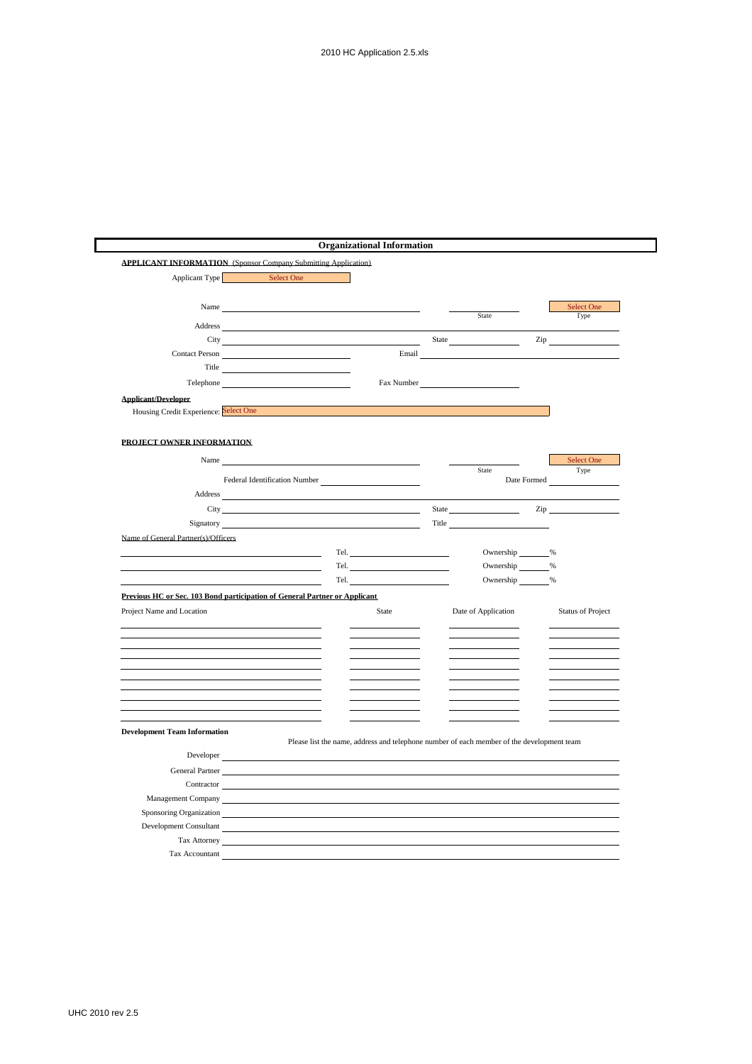## Organizational Information

**APPLICANT INFORMATION** (Sponsor Company Submitting Application)

Applicant Type: Select One

Name ______________________ State ______ Type: Select One

Address ______________________

City ______________________ State ______ Zip ______

Contact Person ______________________ Email ______________________

Title ______________________

Telephone ______________________ Fax Number ______________________

**Applicant/Developer**

Housing Credit Experience: Select One

**PROJECT OWNER INFORMATION**

Name ______________________ State ______ Type: Select One

Federal Identification Number ______________________ Date Formed ______

Address ______________________

City ______________________ State ______ Zip ______

Signatory ______________________ Title ______________________

Name of General Partner(s)/Officers

| Name | Tel. | Ownership |
|---|---|---|
| | Tel. | Ownership ____% |
| | Tel. | Ownership ____% |
| | Tel. | Ownership ____% |

**Previous HC or Sec. 103 Bond participation of General Partner or Applicant**

| Project Name and Location | State | Date of Application | Status of Project |
|---|---|---|---|
| | | | |
| | | | |
| | | | |
| | | | |
| | | | |
| | | | |
| | | | |
| | | | |

**Development Team Information**

Please list the name, address and telephone number of each member of the development team

Developer ______________________

General Partner ______________________

Contractor ______________________

Management Company ______________________

Sponsoring Organization ______________________

Development Consultant ______________________

Tax Attorney ______________________

Tax Accountant ______________________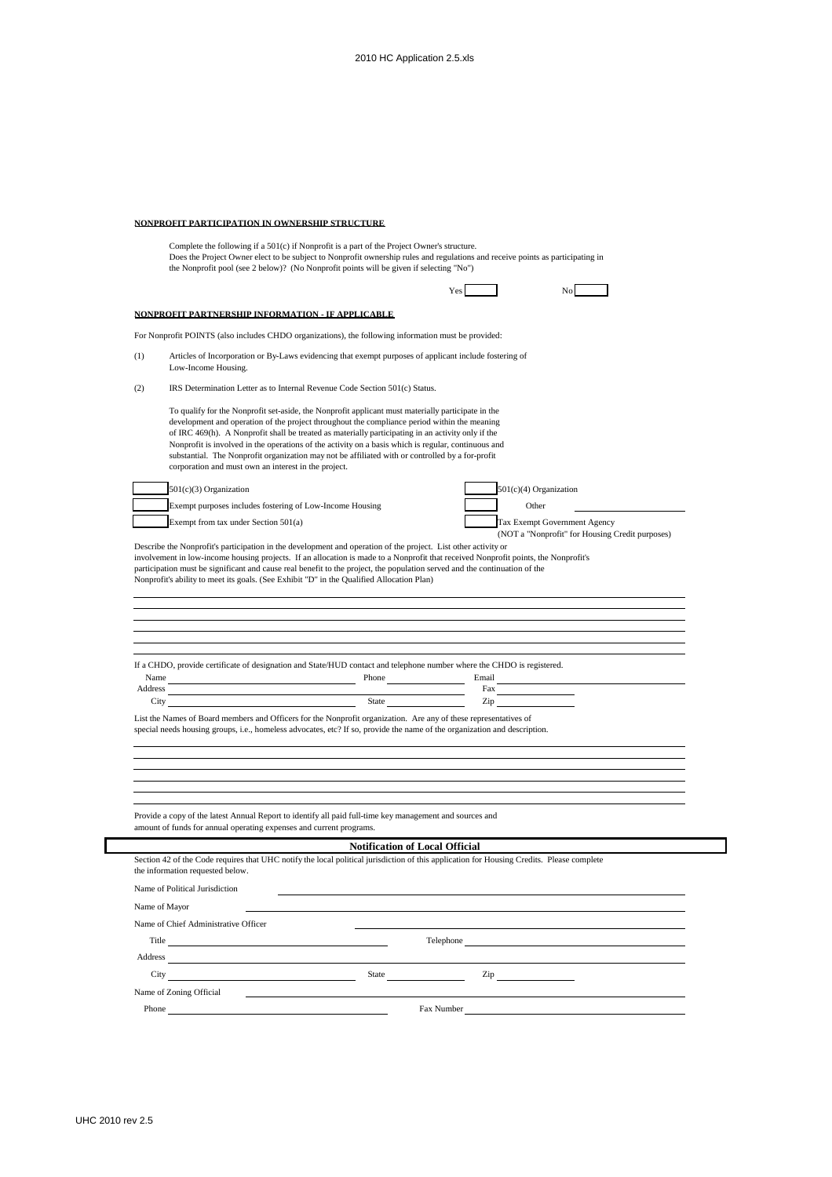## NONPROFIT PARTICIPATION IN OWNERSHIP STRUCTURE

Complete the following if a 501(c) if Nonprofit is a part of the Project Owner's structure.
Does the Project Owner elect to be subject to Nonprofit ownership rules and regulations and receive points as participating in the Nonprofit pool (see 2 below)? (No Nonprofit points will be given if selecting "No")

Yes ____ No ____

## NONPROFIT PARTNERSHIP INFORMATION - IF APPLICABLE

For Nonprofit POINTS (also includes CHDO organizations), the following information must be provided:

(1) Articles of Incorporation or By-Laws evidencing that exempt purposes of applicant include fostering of Low-Income Housing.

(2) IRS Determination Letter as to Internal Revenue Code Section 501(c) Status.

To qualify for the Nonprofit set-aside, the Nonprofit applicant must materially participate in the development and operation of the project throughout the compliance period within the meaning of IRC 469(h). A Nonprofit shall be treated as materially participating in an activity only if the Nonprofit is involved in the operations of the activity on a basis which is regular, continuous and substantial. The Nonprofit organization may not be affiliated with or controlled by a for-profit corporation and must own an interest in the project.

- [ ] 501(c)(3) Organization
- [ ] Exempt purposes includes fostering of Low-Income Housing
- [ ] Exempt from tax under Section 501(a)
- [ ] 501(c)(4) Organization
- [ ] Other ____________
- [ ] Tax Exempt Government Agency (NOT a "Nonprofit" for Housing Credit purposes)

Describe the Nonprofit's participation in the development and operation of the project. List other activity or involvement in low-income housing projects. If an allocation is made to a Nonprofit that received Nonprofit points, the Nonprofit's participation must be significant and cause real benefit to the project, the population served and the continuation of the Nonprofit's ability to meet its goals. (See Exhibit "D" in the Qualified Allocation Plan)

_______________________________________________

_______________________________________________

_______________________________________________

_______________________________________________

_______________________________________________

_______________________________________________

If a CHDO, provide certificate of designation and State/HUD contact and telephone number where the CHDO is registered.

Name ____________ Phone ____________ Email ____________

Address ____________ Fax ____________

City ____________ State ____________ Zip ____________

List the Names of Board members and Officers for the Nonprofit organization. Are any of these representatives of special needs housing groups, i.e., homeless advocates, etc? If so, provide the name of the organization and description.

_______________________________________________

_______________________________________________

_______________________________________________

_______________________________________________

_______________________________________________

_______________________________________________

Provide a copy of the latest Annual Report to identify all paid full-time key management and sources and amount of funds for annual operating expenses and current programs.

## Notification of Local Official

Section 42 of the Code requires that UHC notify the local political jurisdiction of this application for Housing Credits. Please complete the information requested below.

Name of Political Jurisdiction ____________

Name of Mayor ____________

Name of Chief Administrative Officer ____________

Title ____________ Telephone ____________

Address ____________

City ____________ State ____________ Zip ____________

Name of Zoning Official ____________

Phone ____________ Fax Number ____________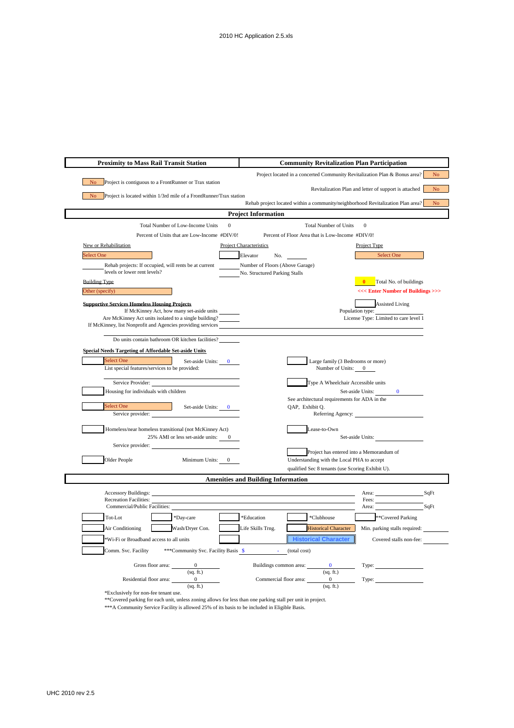## Proximity to Mass Rail Transit Station

No — Project is contiguous to a FrontRunner or Trax station

No — Project is located within 1/3rd mile of a FrontRunner/Trax station

## Community Revitalization Plan Participation

Project located in a concerted Community Revitalization Plan & Bonus area? No

Revitalization Plan and letter of support is attached No

Rehab project located within a community/neighborhood Revitalization Plan area? No

## Project Information

Total Number of Low-Income Units 0 — Total Number of Units 0

Percent of Units that are Low-Income #DIV/0! — Percent of Floor Area that is Low-Income #DIV/0!

**New or Rehabilitation**

Select One

Rehab projects: If occupied, will rents be at current levels or lower rent levels? ______

**Project Characteristics**

Elevator No. ______

Number of Floors (Above Garage)

No. Structured Parking Stalls

**Project Type**

Select One

**Building Type**

Other (specify)

0 Total No. of buildings

<<< Enter Number of Buildings >>>

**Supportive Services Homeless Housing Projects**

If McKinney Act, how many set-aside units ______

Are McKinney Act units isolated to a single building? ______

If McKinney, list Nonprofit and Agencies providing services ______

Do units contain bathroom OR kitchen facilities? ______

Assisted Living

Population type: ______

License Type: Limited to care level 1

**Special Needs Targeting of Affordable Set-aside Units**

Select One — Set-aside Units: 0

List special features/services to be provided:

Service Provider: ______

Housing for individuals with children

Select One — Set-aside Units: 0

Service provider: ______

Homeless/near homeless transitional (not McKinney Act)

25% AMI or less set-aside units: 0

Service provider: ______

Older People — Minimum Units: 0

Large family (3 Bedrooms or more)

Number of Units: 0

Type A Wheelchair Accessible units

Set-aside Units: 0

See architectural requirements for ADA in the QAP, Exhibit Q.

Referring Agency: ______

Lease-to-Own

Set-aside Units: ______

Project has entered into a Memorandum of Understanding with the Local PHA to accept qualified Sec 8 tenants (use Scoring Exhibit U).

## Amenities and Building Information

Accessory Buildings: ______ Area: ______ SqFt

Recreation Facilities: ______ Fees: ______

Commercial/Public Facilities: ______ Area: ______ SqFt

| | | | | |
|---|---|---|---|---|
| Tot-Lot | *Day-care | *Education | *Clubhouse | **Covered Parking |
| Air Conditioning | Wash/Dryer Con. | Life Skills Trng. | Historical Character | Min. parking stalls required: ______ |
| *Wi-Fi or Broadband access to all units | | | Historical Character | Covered stalls non-fee: ______ |

Comm. Svc. Facility — ***Community Svc. Facility Basis $ - (total cost)

Gross floor area: 0 (sq. ft.) — Buildings common area: 0 (sq. ft.) — Type: ______

Residential floor area: 0 (sq. ft.) — Commercial floor area: 0 (sq. ft.) — Type: ______

*Exclusively for non-fee tenant use.

**Covered parking for each unit, unless zoning allows for less than one parking stall per unit in project.

***A Community Service Facility is allowed 25% of its basis to be included in Eligible Basis.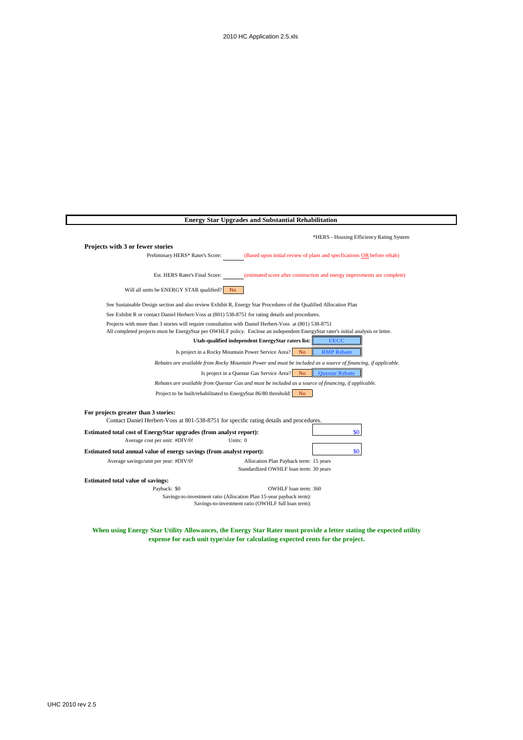## Energy Star Upgrades and Substantial Rehabilitation

*HERS - Housing Efficiency Rating System

**Projects with 3 or fewer stories**

Preliminary HERS* Rater's Score: ______ (Based upon initial review of plans and specfications OR before rehab)

Est. HERS Rater's Final Score: ______ (estimated score after construction and energy improvments are complete)

Will all units be ENERGY STAR qualified? No

See Sustainable Design section and also review Exhibit R, Energy Star Procedures of the Qualified Allocation Plan

See Exhibit R or contact Daniel Herbert-Voss at (801) 538-8751 for rating details and procedures.

Projects with more than 3 stories will require consultation with Daniel Herbert-Voss at (801) 538-8751

All completed projects must be EnergyStar per OWHLF policy. Enclose an independent EnergyStar rater's initial analysis or letter.

**Utah-qualified independent EnergyStar raters list:** UECC

Is project in a Rocky Mountain Power Service Area? No RMP Rebate

*Rebates are available from Rocky Mountain Power and must be included as a source of financing, if applicable.*

Is project in a Questar Gas Service Area? No Questar Rebate

*Rebates are available from Questar Gas and must be included as a source of financing, if applicable.*

Project to be built/rehabilitated to EnergyStar 86/80 threshold: No

**For projects greater than 3 stories:**

Contact Daniel Herbert-Voss at 801-538-8751 for specific rating details and procedures.

**Estimated total cost of EnergyStar upgrades (from analyst report):** $0

Average cost per unit: #DIV/0! Units: 0

**Estimated total annual value of energy savings (from analyst report):** $0

Average savings/unit per year: #DIV/0! Allocation Plan Payback term: 15 years

Standardized OWHLF loan term: 30 years

**Estimated total value of savings:**

Payback: $0 OWHLF loan term: 360

Savings-to-investment ratio (Allocation Plan 15-year payback term):

Savings-to-investment ratio (OWHLF full loan term):

**When using Energy Star Utility Allowances, the Energy Star Rater must provide a letter stating the expected utility expense for each unit type/size for calculating expected rents for the project.**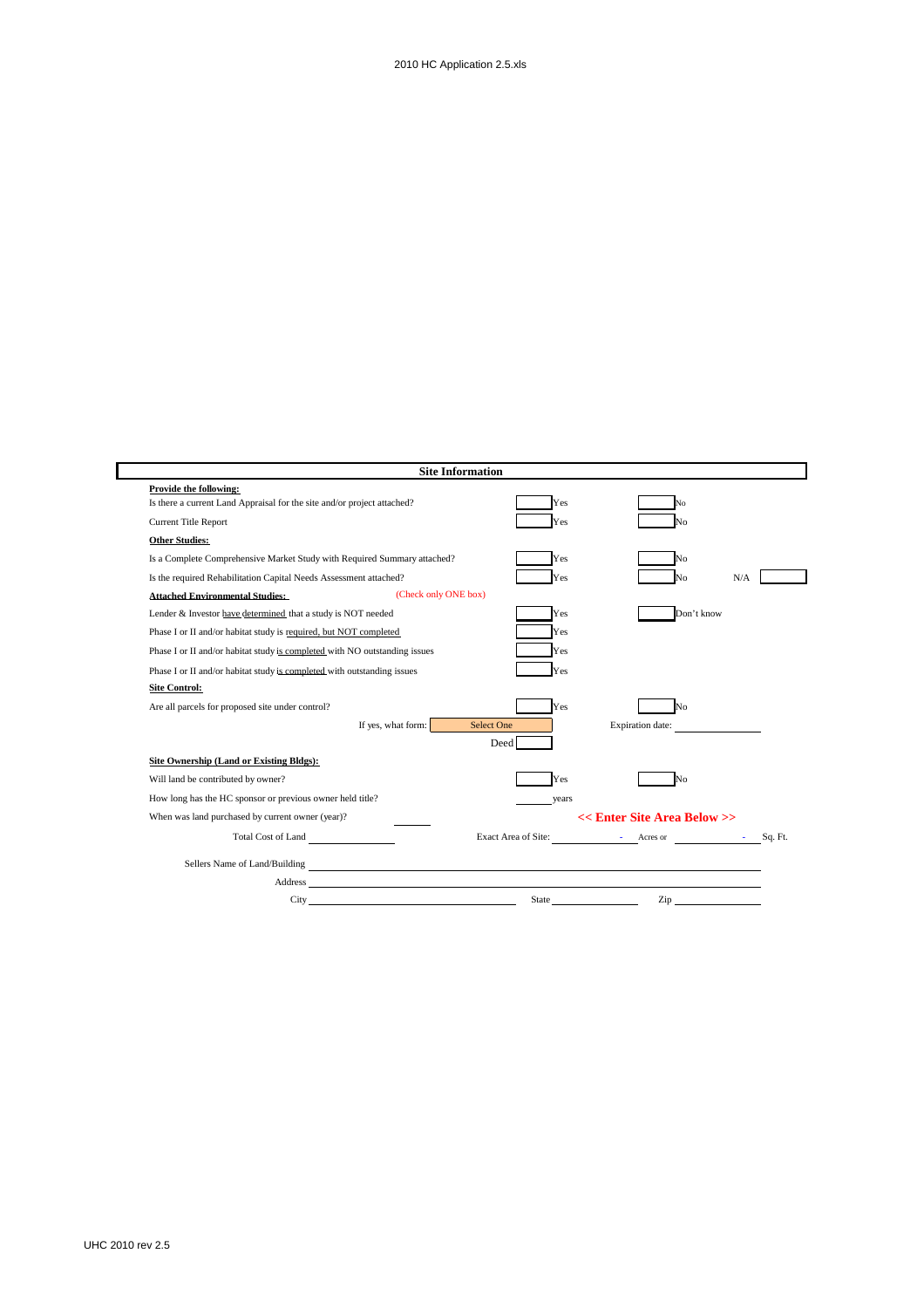## Site Information

**Provide the following:**

| | | |
|---|---|---|
| Is there a current Land Appraisal for the site and/or project attached? | ☐ Yes | ☐ No |
| Current Title Report | ☐ Yes | ☐ No |

**Other Studies:**

| | | | |
|---|---|---|---|
| Is a Complete Comprehensive Market Study with Required Summary attached? | ☐ Yes | ☐ No | |
| Is the required Rehabilitation Capital Needs Assessment attached? | ☐ Yes | ☐ No | N/A ☐ |

**Attached Environmental Studies:** (Check only ONE box)

| | | |
|---|---|---|
| Lender & Investor have determined that a study is NOT needed | ☐ Yes | ☐ Don't know |
| Phase I or II and/or habitat study is required, but NOT completed | ☐ Yes | |
| Phase I or II and/or habitat study is completed with NO outstanding issues | ☐ Yes | |
| Phase I or II and/or habitat study is completed with outstanding issues | ☐ Yes | |

**Site Control:**

Are all parcels for proposed site under control? ☐ Yes ☐ No

If yes, what form: Select One    Expiration date: ______________

Deed ☐

**Site Ownership (Land or Existing Bldgs):**

Will land be contributed by owner? ☐ Yes ☐ No

How long has the HC sponsor or previous owner held title? ______ years

When was land purchased by current owner (year)? ______

<< Enter Site Area Below >>

Total Cost of Land ______________    Exact Area of Site: ______ - Acres or ______ - Sq. Ft.

Sellers Name of Land/Building ______________________________

Address ______________________________

City ______________ State ______________ Zip ______________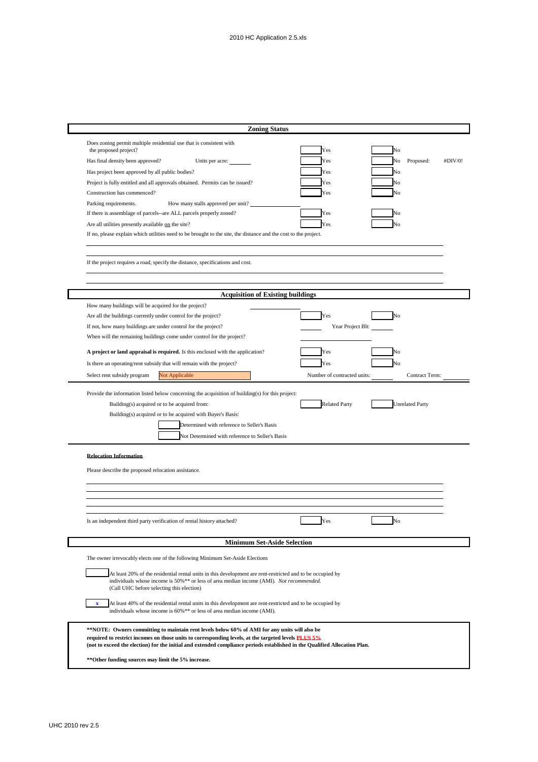## Zoning Status

| | | |
|---|---|---|
| Does zoning permit multiple residential use that is consistent with the proposed project? | Yes | No |
| Has final density been approved? Units per acre: | Yes | No Proposed: #DIV/0! |
| Has project been approved by all public bodies? | Yes | No |
| Project is fully entitled and all approvals obtained. Permits can be issued? | Yes | No |
| Construction has commenced? | Yes | No |
| Parking requirements. How many stalls approved per unit? | | |
| If there is assemblage of parcels--are ALL parcels properly zoned? | Yes | No |
| Are all utilities presently available on the site? | Yes | No |

If no, please explain which utilities need to be brought to the site, the distance and the cost to the project.

If the project requires a road, specify the distance, specifications and cost.

## Acquisition of Existing buildings

| | | |
|---|---|---|
| How many buildings will be acquired for the project? | | |
| Are all the buildings currently under control for the project? | Yes | No |
| If not, how many buildings are under control for the project? | Year Project Blt: | |
| When will the remaining buildings come under control for the project? | | |
| **A project or land appraisal is required.** Is this enclosed with the application? | Yes | No |
| Is there an operating/rent subsidy that will remain with the project? | Yes | No |
| Select rent subsidy program: Not Applicable | Number of contracted units: | Contract Term: |

Provide the information listed below concerning the acquisition of building(s) for this project:

Building(s) acquired or to be acquired from: Related Party / Unrelated Party

Building(s) acquired or to be acquired with Buyer's Basis:

- Determined with reference to Seller's Basis
- Not Determined with reference to Seller's Basis

**Relocation Information**

Please describe the proposed relocation assistance.

Is an independent third party verification of rental history attached? Yes / No

## Minimum Set-Aside Selection

The owner irrevocably elects one of the following Minimum Set-Aside Elections

- [ ] At least 20% of the residential rental units in this development are rent-restricted and to be occupied by individuals whose income is 50%** or less of area median income (AMI). *Not recommended.* (Call UHC before selecting this election)
- [x] At least 40% of the residential rental units in this development are rent-restricted and to be occupied by individuals whose income is 60%** or less of area median income (AMI).

**\*\*NOTE: Owners committing to maintain rent levels below 60% of AMI for any units will also be required to restrict incomes on those units to corresponding levels, at the targeted levels PLUS 5% (not to exceed the election) for the initial and extended compliance periods established in the Qualified Allocation Plan.**

**\*\*Other funding sources may limit the 5% increase.**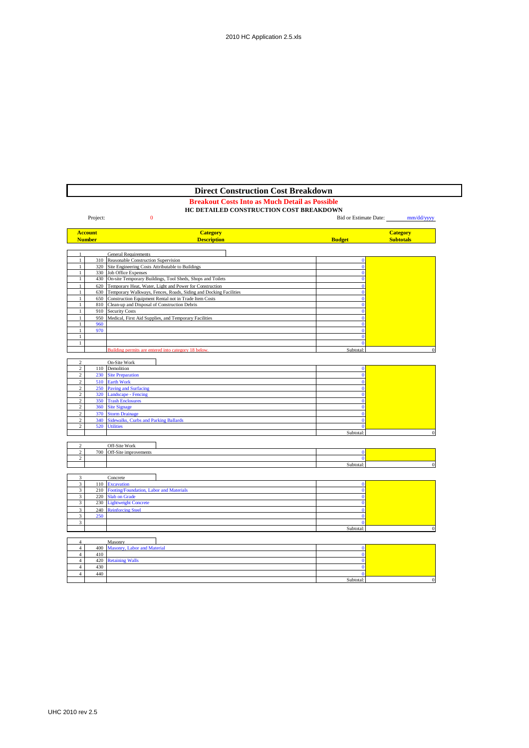# Direct Construction Cost Breakdown

**Breakout Costs Into as Much Detail as Possible**

**HC DETAILED CONSTRUCTION COST BREAKDOWN**

Project: 0 Bid or Estimate Date: mm/dd/yyyy

| Account Number | | Category Description | Budget | Category Subtotals |
|---|---|---|---|---|
| 1 | | General Requirements | | |
| 1 | 310 | Reasonable Construction Supervision | 0 | |
| 1 | 320 | Site Engineering Costs Attributable to Buildings | 0 | |
| 1 | 330 | Job Office Expenses | 0 | |
| 1 | 430 | On-site Temporary Buildings, Tool Sheds, Shops and Toilets | 0 | |
| 1 | 620 | Temporary Heat, Water, Light and Power for Construction | 0 | |
| 1 | 630 | Temporary Walkways, Fences, Roads, Siding and Docking Facilities | 0 | |
| 1 | 650 | Construction Equipment Rental not in Trade Item Costs | 0 | |
| 1 | 810 | Clean-up and Disposal of Construction Debris | 0 | |
| 1 | 910 | Security Costs | 0 | |
| 1 | 950 | Medical, First Aid Supplies, and Temporary Facilities | 0 | |
| 1 | 960 | | 0 | |
| 1 | 970 | | 0 | |
| 1 | | | 0 | |
| 1 | | | 0 | |
| | | Building permits are entered into category 18 below. | Subtotal: | 0 |
| 2 | | On-Site Work | | |
| 2 | 110 | Demolition | 0 | |
| 2 | 230 | Site Preparation | 0 | |
| 2 | 510 | Earth Work | 0 | |
| 2 | 250 | Paving and Surfacing | 0 | |
| 2 | 320 | Landscape - Fencing | 0 | |
| 2 | 350 | Trash Enclosures | 0 | |
| 2 | 360 | Site Signage | 0 | |
| 2 | 370 | Storm Drainage | 0 | |
| 2 | 340 | Sidewalks, Curbs and Parking Ballards | 0 | |
| 2 | 520 | Utilities | 0 | |
| | | | Subtotal: | 0 |
| 2 | | Off-Site Work | | |
| 2 | 700 | Off-Site improvements | 0 | |
| 2 | | | 0 | |
| | | | Subtotal: | 0 |
| 3 | | Concrete | | |
| 3 | 110 | Excavation | 0 | |
| 3 | 210 | Footing/Foundation, Labor and Materials | 0 | |
| 3 | 220 | Slab on Grade | 0 | |
| 3 | 230 | Lightweight Concrete | 0 | |
| 3 | 240 | Reinforcing Steel | 0 | |
| 3 | 250 | | 0 | |
| 3 | | | 0 | |
| | | | Subtotal: | 0 |
| 4 | | Masonry | | |
| 4 | 400 | Masonry, Labor and Material | 0 | |
| 4 | 410 | | 0 | |
| 4 | 420 | Retaining Walls | 0 | |
| 4 | 430 | | 0 | |
| 4 | 440 | | 0 | |
| | | | Subtotal: | 0 |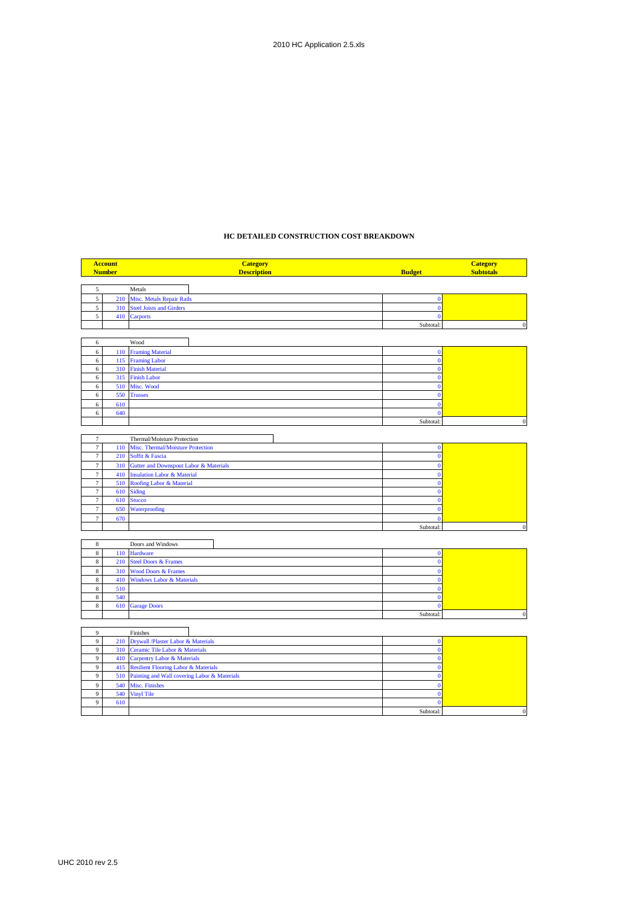## HC DETAILED CONSTRUCTION COST BREAKDOWN

| Account Number | | Category Description | Budget | Category Subtotals |
|---|---|---|---|---|
| 5 | | Metals | | |
| 5 | 210 | Misc. Metals Repair Rails | 0 | |
| 5 | 310 | Steel Joists and Girders | 0 | |
| 5 | 410 | Carports | 0 | |
| | | | Subtotal: | 0 |
| 6 | | Wood | | |
| 6 | 110 | Framing Material | 0 | |
| 6 | 115 | Framing Labor | 0 | |
| 6 | 310 | Finish Material | 0 | |
| 6 | 315 | Finish Labor | 0 | |
| 6 | 510 | Misc. Wood | 0 | |
| 6 | 550 | Trusses | 0 | |
| 6 | 610 | | 0 | |
| 6 | 640 | | 0 | |
| | | | Subtotal: | 0 |
| 7 | | Thermal/Moisture Protection | | |
| 7 | 110 | Misc. Thermal/Moisture Protection | 0 | |
| 7 | 210 | Soffit & Fascia | 0 | |
| 7 | 310 | Gutter and Downspout Labor & Materials | 0 | |
| 7 | 410 | Insulation Labor & Material | 0 | |
| 7 | 510 | Roofing Labor & Material | 0 | |
| 7 | 610 | Siding | 0 | |
| 7 | 610 | Stucco | 0 | |
| 7 | 650 | Waterproofing | 0 | |
| 7 | 670 | | 0 | |
| | | | Subtotal: | 0 |
| 8 | | Doors and Windows | | |
| 8 | 110 | Hardware | 0 | |
| 8 | 210 | Steel Doors & Frames | 0 | |
| 8 | 310 | Wood Doors & Frames | 0 | |
| 8 | 410 | Windows Labor & Materials | 0 | |
| 8 | 510 | | 0 | |
| 8 | 540 | | 0 | |
| 8 | 610 | Garage Doors | 0 | |
| | | | Subtotal: | 0 |
| 9 | | Finishes | | |
| 9 | 210 | Drywall /Plaster Labor & Materials | 0 | |
| 9 | 310 | Ceramic Tile Labor & Materials | 0 | |
| 9 | 410 | Carpentry Labor & Materials | 0 | |
| 9 | 415 | Resilient Flooring Labor & Materials | 0 | |
| 9 | 510 | Painting and Wall covering Labor & Materials | 0 | |
| 9 | 540 | Misc. Finishes | 0 | |
| 9 | 540 | Vinyl Tile | 0 | |
| 9 | 610 | | 0 | |
| | | | Subtotal: | 0 |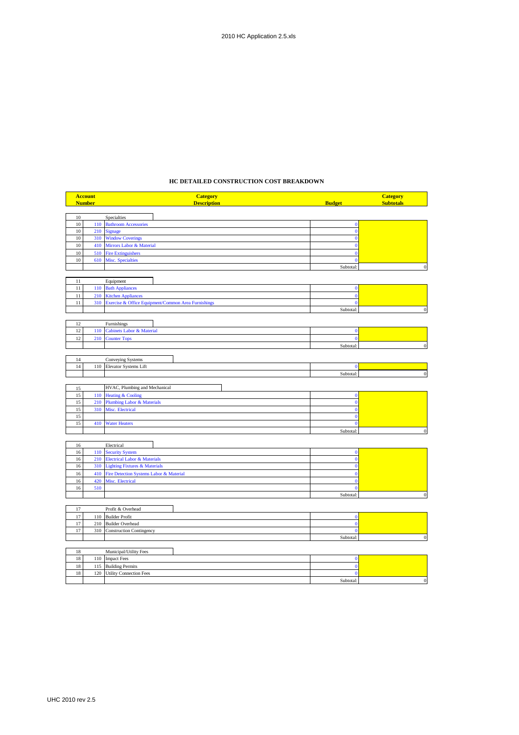## HC DETAILED CONSTRUCTION COST BREAKDOWN

| Account Number | | Category Description | Budget | Category Subtotals |
|---|---|---|---|---|
| 10 | | Specialties | | |
| 10 | 110 | Bathroom Accessories | 0 | |
| 10 | 210 | Signage | 0 | |
| 10 | 310 | Window Coverings | 0 | |
| 10 | 410 | Mirrors Labor & Material | 0 | |
| 10 | 510 | Fire Extinguishers | 0 | |
| 10 | 610 | Misc. Specialties | 0 | |
| | | | Subtotal: | 0 |
| 11 | | Equipment | | |
| 11 | 110 | Bath Appliances | 0 | |
| 11 | 210 | Kitchen Appliances | 0 | |
| 11 | 310 | Exercise & Office Equipment/Common Area Furnishings | 0 | |
| | | | Subtotal: | 0 |
| 12 | | Furnishings | | |
| 12 | 110 | Cabinets Labor & Material | 0 | |
| 12 | 210 | Counter Tops | 0 | |
| | | | Subtotal: | 0 |
| 14 | | Conveying Systems | | |
| 14 | 110 | Elevator Systems Lift | 0 | |
| | | | Subtotal: | 0 |
| 15 | | HVAC, Plumbing and Mechanical | | |
| 15 | 110 | Heating & Cooling | 0 | |
| 15 | 210 | Plumbing Labor & Materials | 0 | |
| 15 | 310 | Misc. Electrical | 0 | |
| 15 | | | 0 | |
| 15 | 410 | Water Heaters | 0 | |
| | | | Subtotal: | 0 |
| 16 | | Electrical | | |
| 16 | 110 | Security System | 0 | |
| 16 | 210 | Electrical Labor & Materials | 0 | |
| 16 | 310 | Lighting Fixtures & Materials | 0 | |
| 16 | 410 | Fire Detection Systems Labor & Material | 0 | |
| 16 | 420 | Misc. Electrical | 0 | |
| 16 | 510 | | 0 | |
| | | | Subtotal: | 0 |
| 17 | | Profit & Overhead | | |
| 17 | 110 | Builder Profit | 0 | |
| 17 | 210 | Builder Overhead | 0 | |
| 17 | 310 | Construction Contingency | 0 | |
| | | | Subtotal: | 0 |
| 18 | | Municipal/Utility Fees | | |
| 18 | 110 | Impact Fees | 0 | |
| 18 | 115 | Building Permits | 0 | |
| 18 | 120 | Utility Connection Fees | 0 | |
| | | | Subtotal: | 0 |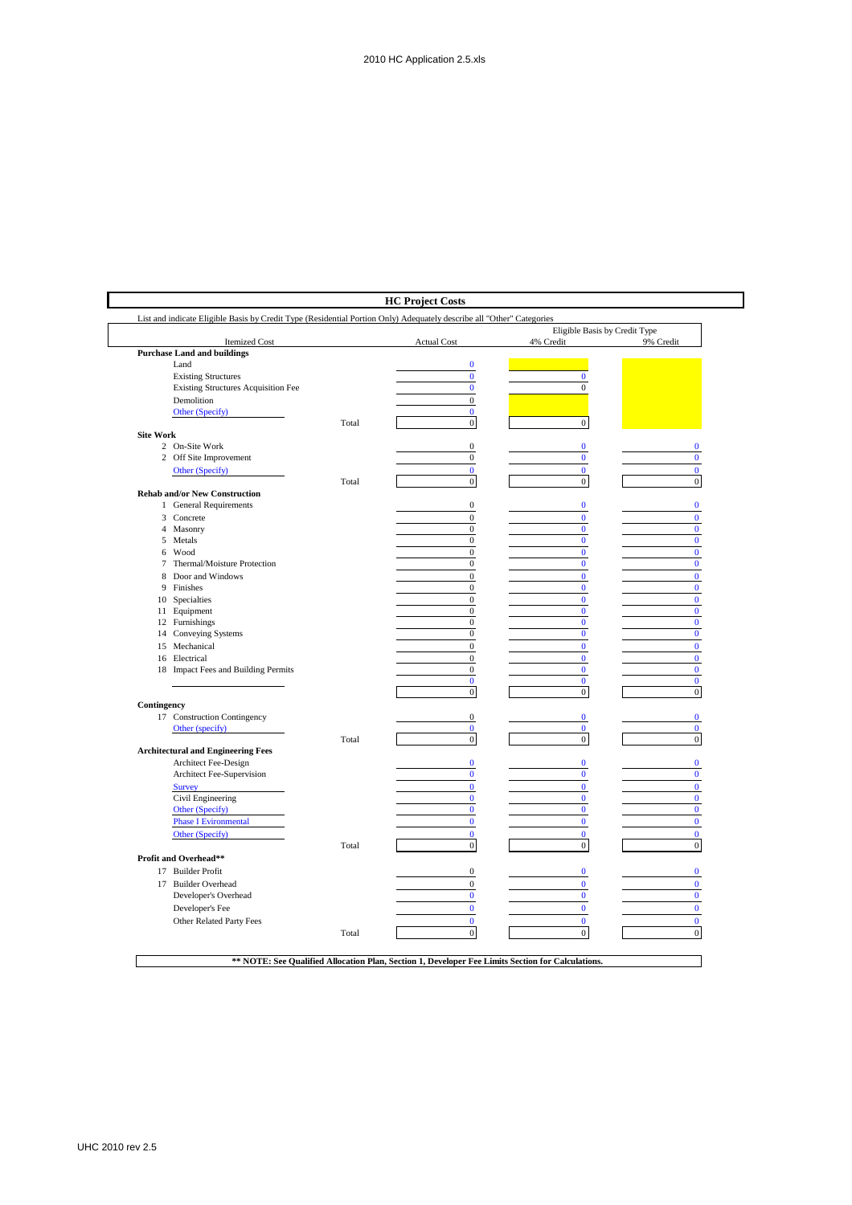## HC Project Costs

List and indicate Eligible Basis by Credit Type (Residential Portion Only) Adequately describe all "Other" Categories

| Itemized Cost | | Actual Cost | Eligible Basis by Credit Type 4% Credit | 9% Credit |
|---|---|---|---|---|
| **Purchase Land and buildings** | | | | |
| Land | | 0 | | |
| Existing Structures | | 0 | 0 | |
| Existing Structures Acquisition Fee | | 0 | 0 | |
| Demolition | | 0 | | |
| Other (Specify) | | 0 | | |
| | Total | 0 | 0 | |
| **Site Work** | | | | |
| 2 On-Site Work | | 0 | 0 | 0 |
| 2 Off Site Improvement | | 0 | 0 | 0 |
| Other (Specify) | | 0 | 0 | 0 |
| | Total | 0 | 0 | 0 |
| **Rehab and/or New Construction** | | | | |
| 1 General Requirements | | 0 | 0 | 0 |
| 3 Concrete | | 0 | 0 | 0 |
| 4 Masonry | | 0 | 0 | 0 |
| 5 Metals | | 0 | 0 | 0 |
| 6 Wood | | 0 | 0 | 0 |
| 7 Thermal/Moisture Protection | | 0 | 0 | 0 |
| 8 Door and Windows | | 0 | 0 | 0 |
| 9 Finishes | | 0 | 0 | 0 |
| 10 Specialties | | 0 | 0 | 0 |
| 11 Equipment | | 0 | 0 | 0 |
| 12 Furnishings | | 0 | 0 | 0 |
| 14 Conveying Systems | | 0 | 0 | 0 |
| 15 Mechanical | | 0 | 0 | 0 |
| 16 Electrical | | 0 | 0 | 0 |
| 18 Impact Fees and Building Permits | | 0 | 0 | 0 |
| | | 0 | 0 | 0 |
| | | 0 | 0 | 0 |
| **Contingency** | | | | |
| 17 Construction Contingency | | 0 | 0 | 0 |
| Other (specify) | | 0 | 0 | 0 |
| | Total | 0 | 0 | 0 |
| **Architectural and Engineering Fees** | | | | |
| Architect Fee-Design | | 0 | 0 | 0 |
| Architect Fee-Supervision | | 0 | 0 | 0 |
| Survey | | 0 | 0 | 0 |
| Civil Engineering | | 0 | 0 | 0 |
| Other (Specify) | | 0 | 0 | 0 |
| Phase I Evironmental | | 0 | 0 | 0 |
| Other (Specify) | | 0 | 0 | 0 |
| | Total | 0 | 0 | 0 |
| **Profit and Overhead\*\*** | | | | |
| 17 Builder Profit | | 0 | 0 | 0 |
| 17 Builder Overhead | | 0 | 0 | 0 |
| Developer's Overhead | | 0 | 0 | 0 |
| Developer's Fee | | 0 | 0 | 0 |
| Other Related Party Fees | | 0 | 0 | 0 |
| | Total | 0 | 0 | 0 |

**\*\* NOTE: See Qualified Allocation Plan, Section 1, Developer Fee Limits Section for Calculations.**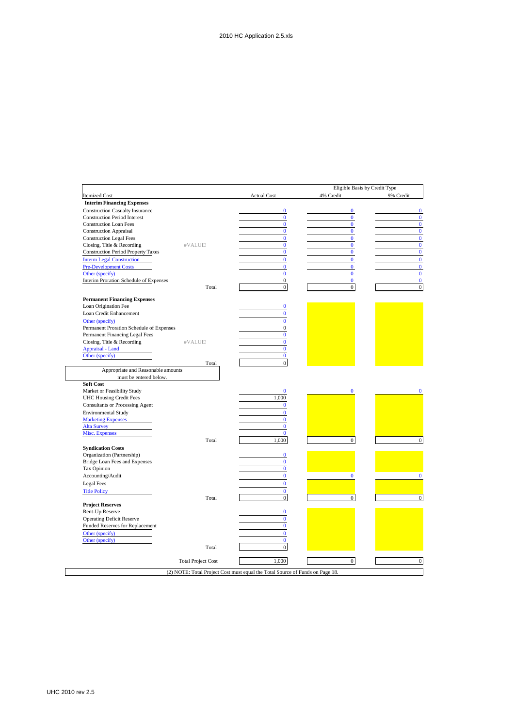| Itemized Cost | | Actual Cost | Eligible Basis by Credit Type 4% Credit | 9% Credit |
|---|---|---|---|---|
| **Interim Financing Expenses** | | | | |
| Construction Casualty Insurance | | 0 | 0 | 0 |
| Construction Period Interest | | 0 | 0 | 0 |
| Construction Loan Fees | | 0 | 0 | 0 |
| Construction Appraisal | | 0 | 0 | 0 |
| Construction Legal Fees | | 0 | 0 | 0 |
| Closing, Title & Recording | #VALUE! | 0 | 0 | 0 |
| Construction Period Property Taxes | | 0 | 0 | 0 |
| Interm Legal Construction | | 0 | 0 | 0 |
| Pre-Development Costs | | 0 | 0 | 0 |
| Other (specify) | | 0 | 0 | 0 |
| Interim Proration Schedule of Expenses | | 0 | 0 | 0 |
| | Total | 0 | 0 | 0 |
| **Permanent Financing Expenses** | | | | |
| Loan Origination Fee | | 0 | | |
| Loan Credit Enhancement | | 0 | | |
| Other (specify) | | 0 | | |
| Permanent Proration Schedule of Expenses | | 0 | | |
| Permanent Financing Legal Fees | | 0 | | |
| Closing, Title & Recording | #VALUE! | 0 | | |
| Appraisal - Land | | 0 | | |
| Other (specify) | | 0 | | |
| | Total | 0 | | |
| Appropriate and Reasonable amounts must be entered below. | | | | |
| **Soft Cost** | | | | |
| Market or Feasibility Study | | 0 | 0 | 0 |
| UHC Housing Credit Fees | | 1,000 | | |
| Consultants or Processing Agent | | 0 | | |
| Environmental Study | | 0 | | |
| Marketing Expenses | | 0 | | |
| Alta Survey | | 0 | | |
| Misc. Expenses | | 0 | | |
| | Total | 1,000 | 0 | 0 |
| **Syndication Costs** | | | | |
| Organization (Partnership) | | 0 | | |
| Bridge Loan Fees and Expenses | | 0 | | |
| Tax Opinion | | 0 | | |
| Accounting/Audit | | 0 | 0 | 0 |
| Legal Fees | | 0 | | |
| Title Policy | | 0 | | |
| | Total | 0 | 0 | 0 |
| **Project Reserves** | | | | |
| Rent-Up Reserve | | 0 | | |
| Operating Deficit Reserve | | 0 | | |
| Funded Reserves for Replacement | | 0 | | |
| Other (specify) | | 0 | | |
| Other (specify) | | 0 | | |
| | Total | 0 | | |
| | Total Project Cost | 1,000 | 0 | 0 |

(2) NOTE: Total Project Cost must equal the Total Source of Funds on Page 18.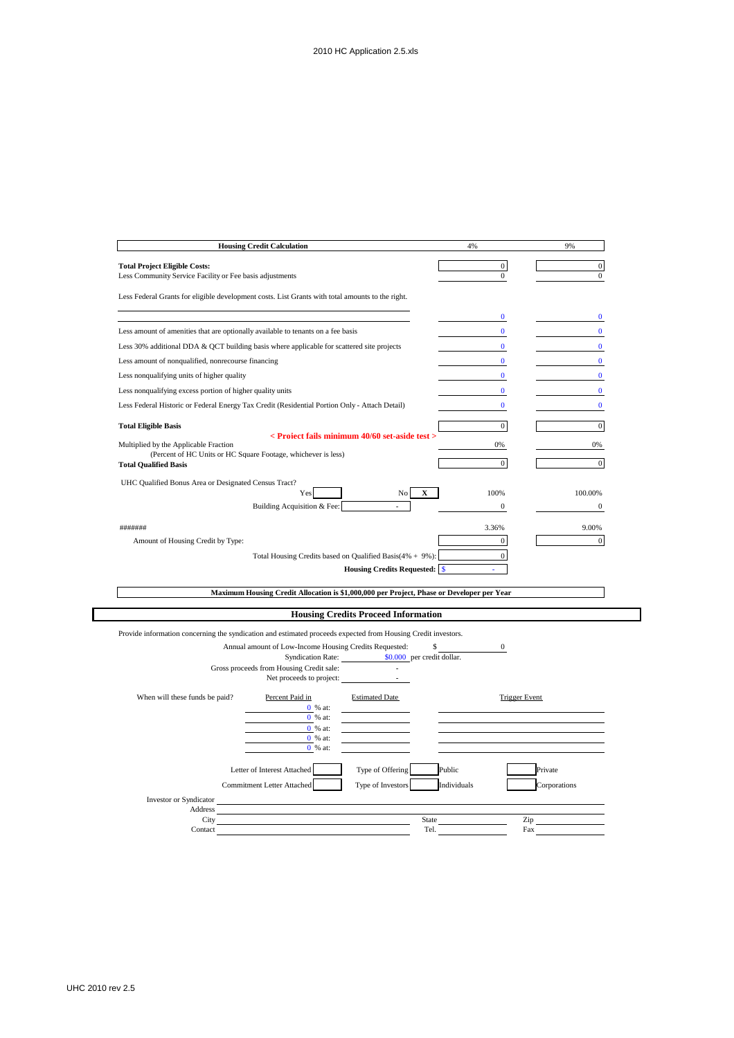| Housing Credit Calculation | 4% | 9% |
|---|---|---|
| **Total Project Eligible Costs:** | 0 | 0 |
| Less Community Service Facility or Fee basis adjustments | 0 | 0 |
| Less Federal Grants for eligible development costs. List Grants with total amounts to the right. | | |
| | 0 | 0 |
| Less amount of amenities that are optionally available to tenants on a fee basis | 0 | 0 |
| Less 30% additional DDA & QCT building basis where applicable for scattered site projects | 0 | 0 |
| Less amount of nonqualified, nonrecourse financing | 0 | 0 |
| Less nonqualifying units of higher quality | 0 | 0 |
| Less nonqualifying excess portion of higher quality units | 0 | 0 |
| Less Federal Historic or Federal Energy Tax Credit (Residential Portion Only - Attach Detail) | 0 | 0 |
| **Total Eligible Basis** | 0 | 0 |
| **< Project fails minimum 40/60 set-aside test >** | | |
| Multiplied by the Applicable Fraction (Percent of HC Units or HC Square Footage, whichever is less) | 0% | 0% |
| **Total Qualified Basis** | 0 | 0 |
| UHC Qualified Bonus Area or Designated Census Tract? Yes [ ] No [X] | 100% | 100.00% |
| Building Acquisition & Fee: - | 0 | 0 |
| ####### | 3.36% | 9.00% |
| Amount of Housing Credit by Type: | 0 | 0 |
| Total Housing Credits based on Qualified Basis(4% + 9%): | 0 | |
| **Housing Credits Requested:** | $ - | |

**Maximum Housing Credit Allocation is $1,000,000 per Project, Phase or Developer per Year**

## Housing Credits Proceed Information

Provide information concerning the syndication and estimated proceeds expected from Housing Credit investors.

Annual amount of Low-Income Housing Credits Requested: $ 0

Syndication Rate: $0.000 per credit dollar.

Gross proceeds from Housing Credit sale: -

Net proceeds to project: -

| When will these funds be paid? | Percent Paid in | Estimated Date | Trigger Event |
|---|---|---|---|
| | 0 % at: | | |
| | 0 % at: | | |
| | 0 % at: | | |
| | 0 % at: | | |
| | 0 % at: | | |

Letter of Interest Attached [ ] Type of Offering [ ] Public [ ] Private

Commitment Letter Attached [ ] Type of Investors [ ] Individuals [ ] Corporations

Investor or Syndicator ______

Address ______

City ______ State ______ Zip ______

Contact ______ Tel. ______ Fax ______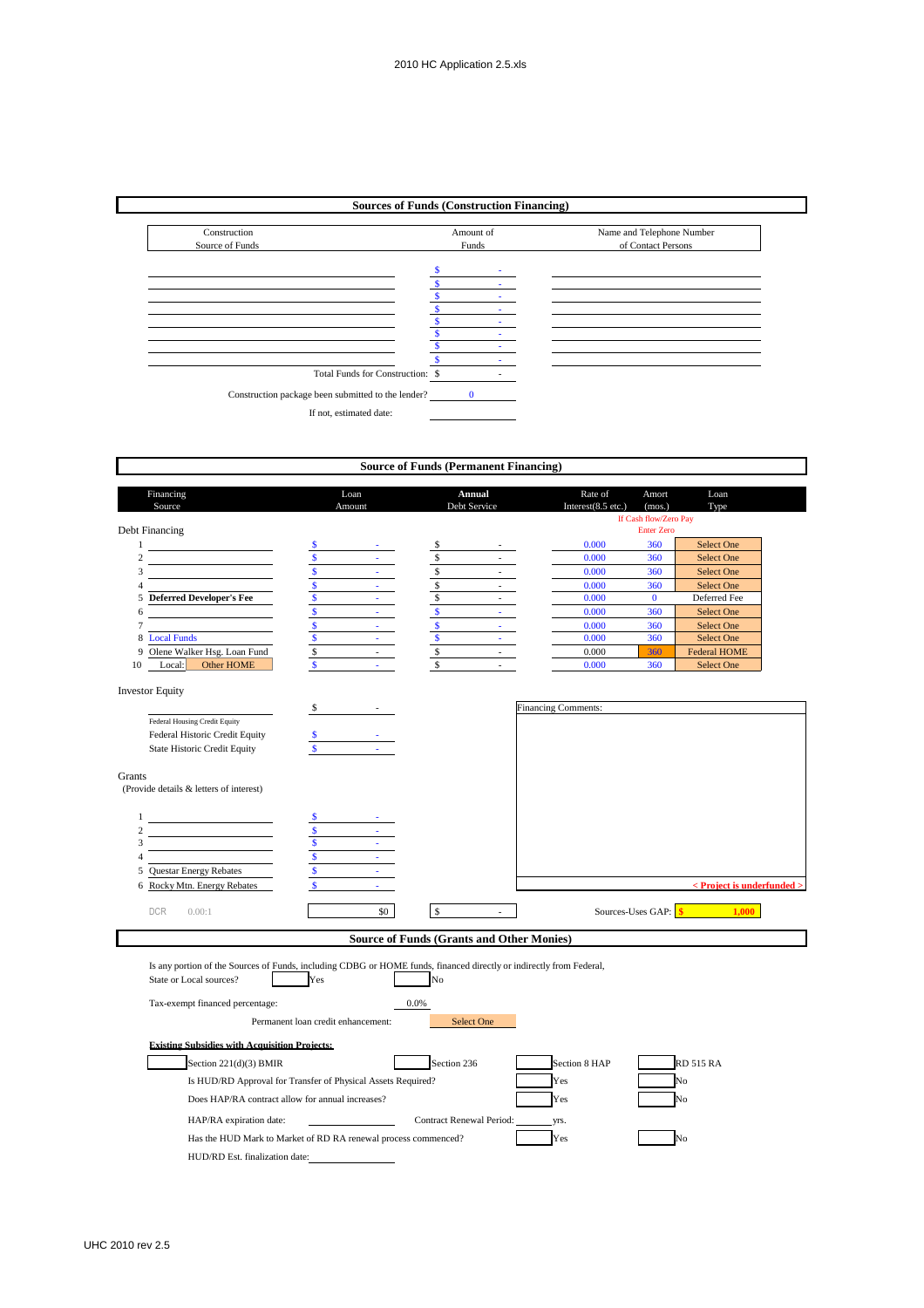## Sources of Funds (Construction Financing)

| Construction Source of Funds | Amount of Funds | Name and Telephone Number of Contact Persons |
|---|---|---|
| | $ - | |
| | $ - | |
| | $ - | |
| | $ - | |
| | $ - | |
| | $ - | |
| | $ - | |
| | $ - | |
| Total Funds for Construction: | $ - | |

Construction package been submitted to the lender? 0

If not, estimated date:

## Source of Funds (Permanent Financing)

| | Financing Source | Loan Amount | Annual Debt Service | Rate of Interest(8.5 etc.) | Amort (mos.) If Cash flow/Zero Pay Enter Zero | Loan Type |
|---|---|---|---|---|---|---|
| **Debt Financing** | | | | | | |
| 1 | | $ - | $ - | 0.000 | 360 | Select One |
| 2 | | $ - | $ - | 0.000 | 360 | Select One |
| 3 | | $ - | $ - | 0.000 | 360 | Select One |
| 4 | | $ - | $ - | 0.000 | 360 | Select One |
| 5 | **Deferred Developer's Fee** | $ - | $ - | 0.000 | 0 | Deferred Fee |
| 6 | | $ - | $ - | 0.000 | 360 | Select One |
| 7 | | $ - | $ - | 0.000 | 360 | Select One |
| 8 | Local Funds | $ - | $ - | 0.000 | 360 | Select One |
| 9 | Olene Walker Hsg. Loan Fund | $ - | $ - | 0.000 | 360 | Federal HOME |
| 10 | Local: Other HOME | $ - | $ - | 0.000 | 360 | Select One |

**Investor Equity**

| | Amount |
|---|---|
| Federal Housing Credit Equity | $ - |
| Federal Historic Credit Equity | $ - |
| State Historic Credit Equity | $ - |

**Grants**
(Provide details & letters of interest)

| | Grant | Amount |
|---|---|---|
| 1 | | $ - |
| 2 | | $ - |
| 3 | | $ - |
| 4 | | $ - |
| 5 | Questar Energy Rebates | $ - |
| 6 | Rocky Mtn. Energy Rebates | $ - |

Financing Comments:

< Project is underfunded >

DCR 0.00:1 | $0 | $ - | Sources-Uses GAP: $ 1,000

## Source of Funds (Grants and Other Monies)

Is any portion of the Sources of Funds, including CDBG or HOME funds, financed directly or indirectly from Federal, State or Local sources? Yes / No

Tax-exempt financed percentage: 0.0%

Permanent loan credit enhancement: Select One

**Existing Subsidies with Acquisition Projects:**

Section 221(d)(3) BMIR | Section 236 | Section 8 HAP | RD 515 RA

Is HUD/RD Approval for Transfer of Physical Assets Required? Yes / No

Does HAP/RA contract allow for annual increases? Yes / No

HAP/RA expiration date: \_\_\_\_\_\_ Contract Renewal Period: \_\_\_\_\_\_ yrs.

Has the HUD Mark to Market of RD RA renewal process commenced? Yes / No

HUD/RD Est. finalization date: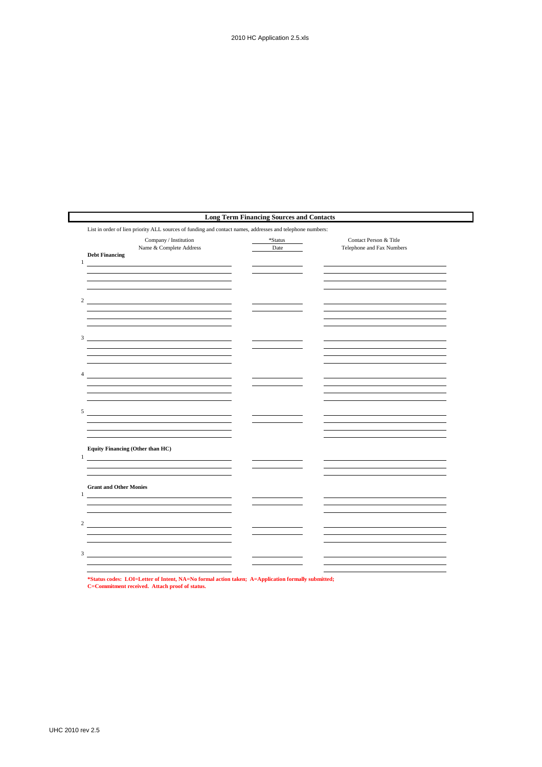## Long Term Financing Sources and Contacts

List in order of lien priority ALL sources of funding and contact names, addresses and telephone numbers:

| | Company / Institution Name & Complete Address | *Status Date | Contact Person & Title Telephone and Fax Numbers |
|---|---|---|---|
| **Debt Financing** | | | |
| 1 | | | |
| 2 | | | |
| 3 | | | |
| 4 | | | |
| 5 | | | |
| **Equity Financing (Other than HC)** | | | |
| 1 | | | |
| **Grant and Other Monies** | | | |
| 1 | | | |
| 2 | | | |
| 3 | | | |

**\*Status codes: LOI=Letter of Intent, NA=No formal action taken; A=Application formally submitted; C=Commitment received. Attach proof of status.**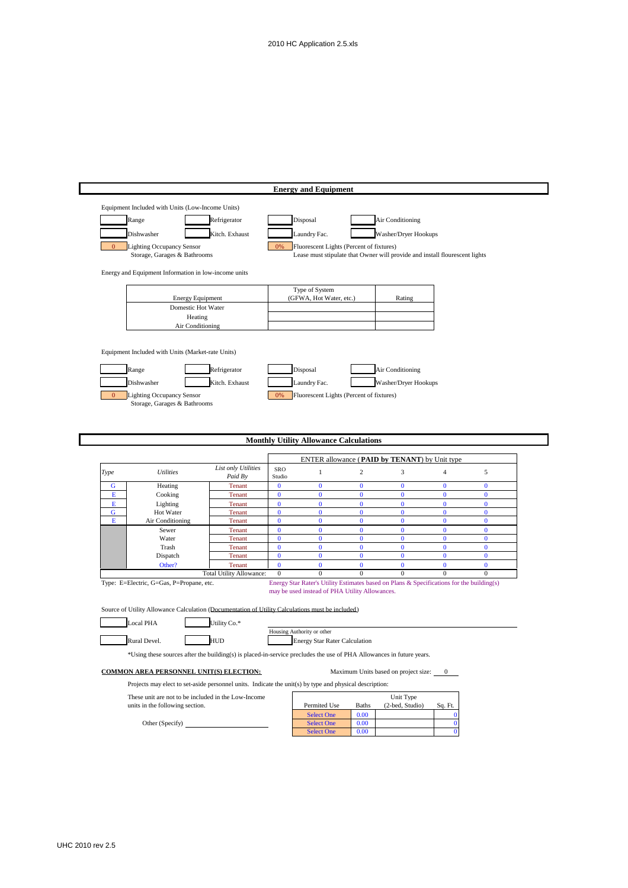## Energy and Equipment

Equipment Included with Units (Low-Income Units)

| | | | | | | | |
|---|---|---|---|---|---|---|---|
| | Range | | Refrigerator | | Disposal | | Air Conditioning |
| | Dishwasher | | Kitch. Exhaust | | Laundry Fac. | | Washer/Dryer Hookups |
| 0 | Lighting Occupancy Sensor<br>Storage, Garages & Bathrooms | | | 0% | Fluorescent Lights (Percent of fixtures)<br>Lease must stipulate that Owner will provide and install flourescent lights | | |

Energy and Equipment Information in low-income units

| Energy Equipment | Type of System (GFWA, Hot Water, etc.) | Rating |
|---|---|---|
| Domestic Hot Water | | |
| Heating | | |
| Air Conditioning | | |

Equipment Included with Units (Market-rate Units)

| | | | | | | | |
|---|---|---|---|---|---|---|---|
| | Range | | Refrigerator | | Disposal | | Air Conditioning |
| | Dishwasher | | Kitch. Exhaust | | Laundry Fac. | | Washer/Dryer Hookups |
| 0 | Lighting Occupancy Sensor<br>Storage, Garages & Bathrooms | | | 0% | Fluorescent Lights (Percent of fixtures) | | |

## Monthly Utility Allowance Calculations

| | | | ENTER allowance ( **PAID by TENANT**) by Unit type | | | | | |
|---|---|---|---|---|---|---|---|---|
| *Type* | *Utilities* | *List only Utilities Paid By* | SRO Studio | 1 | 2 | 3 | 4 | 5 |
| G | Heating | Tenant | 0 | 0 | 0 | 0 | 0 | 0 |
| E | Cooking | Tenant | 0 | 0 | 0 | 0 | 0 | 0 |
| E | Lighting | Tenant | 0 | 0 | 0 | 0 | 0 | 0 |
| G | Hot Water | Tenant | 0 | 0 | 0 | 0 | 0 | 0 |
| E | Air Conditioning | Tenant | 0 | 0 | 0 | 0 | 0 | 0 |
| | Sewer | Tenant | 0 | 0 | 0 | 0 | 0 | 0 |
| | Water | Tenant | 0 | 0 | 0 | 0 | 0 | 0 |
| | Trash | Tenant | 0 | 0 | 0 | 0 | 0 | 0 |
| | Dispatch | Tenant | 0 | 0 | 0 | 0 | 0 | 0 |
| | Other? | Tenant | 0 | 0 | 0 | 0 | 0 | 0 |
| | | Total Utility Allowance: | 0 | 0 | 0 | 0 | 0 | 0 |

Type: E=Electric, G=Gas, P=Propane, etc.

Energy Star Rater's Utility Estimates based on Plans & Specifications for the building(s) may be used instead of PHA Utility Allowances.

Source of Utility Allowance Calculation (Documentation of Utility Calculations must be included)

| | | | | | |
|---|---|---|---|---|---|
| | Local PHA | | Utility Co.* | | Housing Authority or other |
| | Rural Devel. | | HUD | | Energy Star Rater Calculation |

*Using these sources after the building(s) is placed-in-service precludes the use of PHA Allowances in future years.

**COMMON AREA PERSONNEL UNIT(S) ELECTION:**

Maximum Units based on project size: 0

Projects may elect to set-aside personnel units. Indicate the unit(s) by type and physical description:

These unit are not to be included in the Low-Income units in the following section.

Other (Specify) ____________

| Permited Use | Baths | Unit Type (2-bed, Studio) | Sq. Ft. |
|---|---|---|---|
| Select One | 0.00 | | 0 |
| Select One | 0.00 | | 0 |
| Select One | 0.00 | | 0 |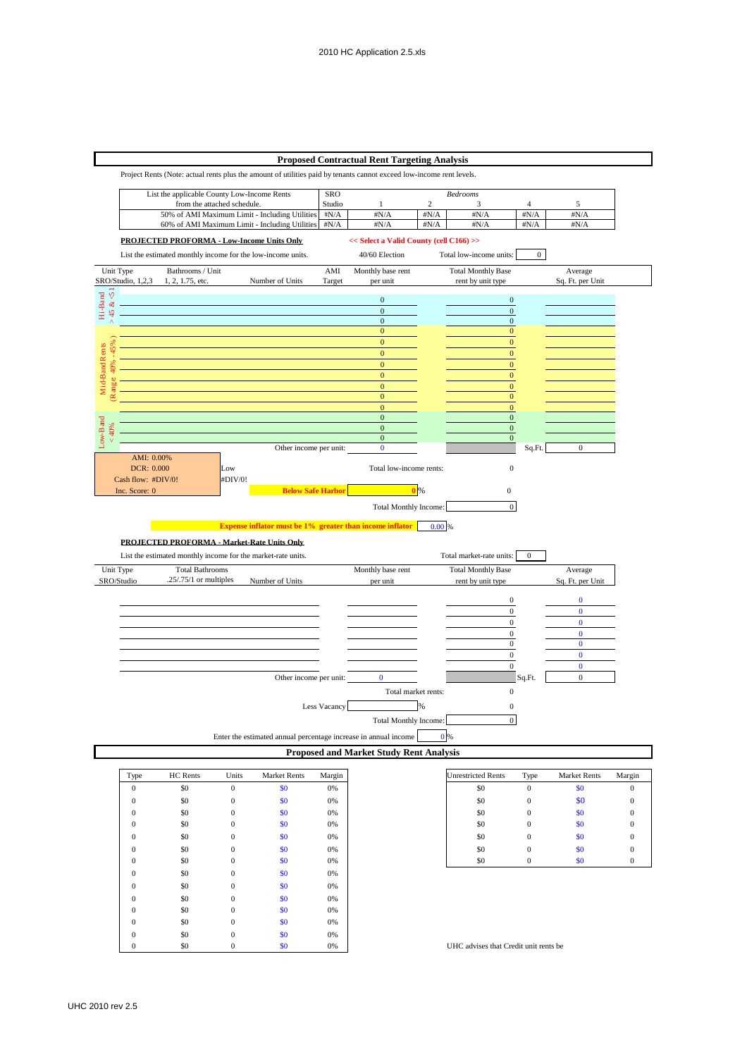## Proposed Contractual Rent Targeting Analysis

Project Rents (Note: actual rents plus the amount of utilities paid by tenants cannot exceed low-income rent levels.

| List the applicable County Low-Income Rents from the attached schedule. | SRO Studio | 1 | 2 | 3 | 4 | 5 |
|---|---|---|---|---|---|---|
| 50% of AMI Maximum Limit - Including Utilities | #N/A | #N/A | #N/A | #N/A | #N/A | #N/A |
| 60% of AMI Maximum Limit - Including Utilities | #N/A | #N/A | #N/A | #N/A | #N/A | #N/A |

(Columns 1–5: *Bedrooms*)

**PROJECTED PROFORMA - Low-Income Units Only** **<< Select a Valid County (cell C166) >>**

List the estimated monthly income for the low-income units. 40/60 Election Total low-income units: 0

| Band | Unit Type SRO/Studio, 1,2,3 | Bathrooms / Unit 1, 2, 1.75, etc. | Number of Units | AMI Target | Monthly base rent per unit | Total Monthly Base rent by unit type | Average Sq. Ft. per Unit |
|---|---|---|---|---|---|---|---|
| Hi-Band > 45 & <51 | | | | | 0 | 0 | |
| | | | | | 0 | 0 | |
| | | | | | 0 | 0 | |
| Mid-Band Rents (Range 40% - 45%) | | | | | 0 | 0 | |
| | | | | | 0 | 0 | |
| | | | | | 0 | 0 | |
| | | | | | 0 | 0 | |
| | | | | | 0 | 0 | |
| | | | | | 0 | 0 | |
| | | | | | 0 | 0 | |
| | | | | | 0 | 0 | |
| Low-Band < 40% | | | | | 0 | 0 | |
| | | | | | 0 | 0 | |
| | | | | | 0 | 0 | |
| | | | Other income per unit: | | 0 | Sq.Ft. | 0 |

AMI: 0.00%
DCR: 0.000 Low
Cash flow: #DIV/0! #DIV/0!
Inc. Score: 0

Total low-income rents: 0

**Below Safe Harbor** 0 % 0

Total Monthly Income: 0

**Expense inflator must be 1% greater than income inflator** 0.00 %

**PROJECTED PROFORMA - Market-Rate Units Only**

List the estimated monthly income for the market-rate units. Total market-rate units: 0

| Unit Type SRO/Studio | Total Bathrooms .25/.75/1 or multiples | Number of Units | Monthly base rent per unit | Total Monthly Base rent by unit type | Average Sq. Ft. per Unit |
|---|---|---|---|---|---|
| | | | | 0 | 0 |
| | | | | 0 | 0 |
| | | | | 0 | 0 |
| | | | | 0 | 0 |
| | | | | 0 | 0 |
| | | | | 0 | 0 |
| | | | | 0 | 0 |
| | | Other income per unit: | 0 | Sq.Ft. | 0 |

Total market rents: 0

Less Vacancy % 0

Total Monthly Income: 0

Enter the estimated annual percentage increase in annual income 0 %

## Proposed and Market Study Rent Analysis

| Type | HC Rents | Units | Market Rents | Margin |
|---|---|---|---|---|
| 0 | $0 | 0 | $0 | 0% |
| 0 | $0 | 0 | $0 | 0% |
| 0 | $0 | 0 | $0 | 0% |
| 0 | $0 | 0 | $0 | 0% |
| 0 | $0 | 0 | $0 | 0% |
| 0 | $0 | 0 | $0 | 0% |
| 0 | $0 | 0 | $0 | 0% |
| 0 | $0 | 0 | $0 | 0% |
| 0 | $0 | 0 | $0 | 0% |
| 0 | $0 | 0 | $0 | 0% |
| 0 | $0 | 0 | $0 | 0% |
| 0 | $0 | 0 | $0 | 0% |
| 0 | $0 | 0 | $0 | 0% |
| 0 | $0 | 0 | $0 | 0% |

| Unrestricted Rents | Type | Market Rents | Margin |
|---|---|---|---|
| $0 | 0 | $0 | 0 |
| $0 | 0 | $0 | 0 |
| $0 | 0 | $0 | 0 |
| $0 | 0 | $0 | 0 |
| $0 | 0 | $0 | 0 |
| $0 | 0 | $0 | 0 |
| $0 | 0 | $0 | 0 |

UHC advises that Credit unit rents be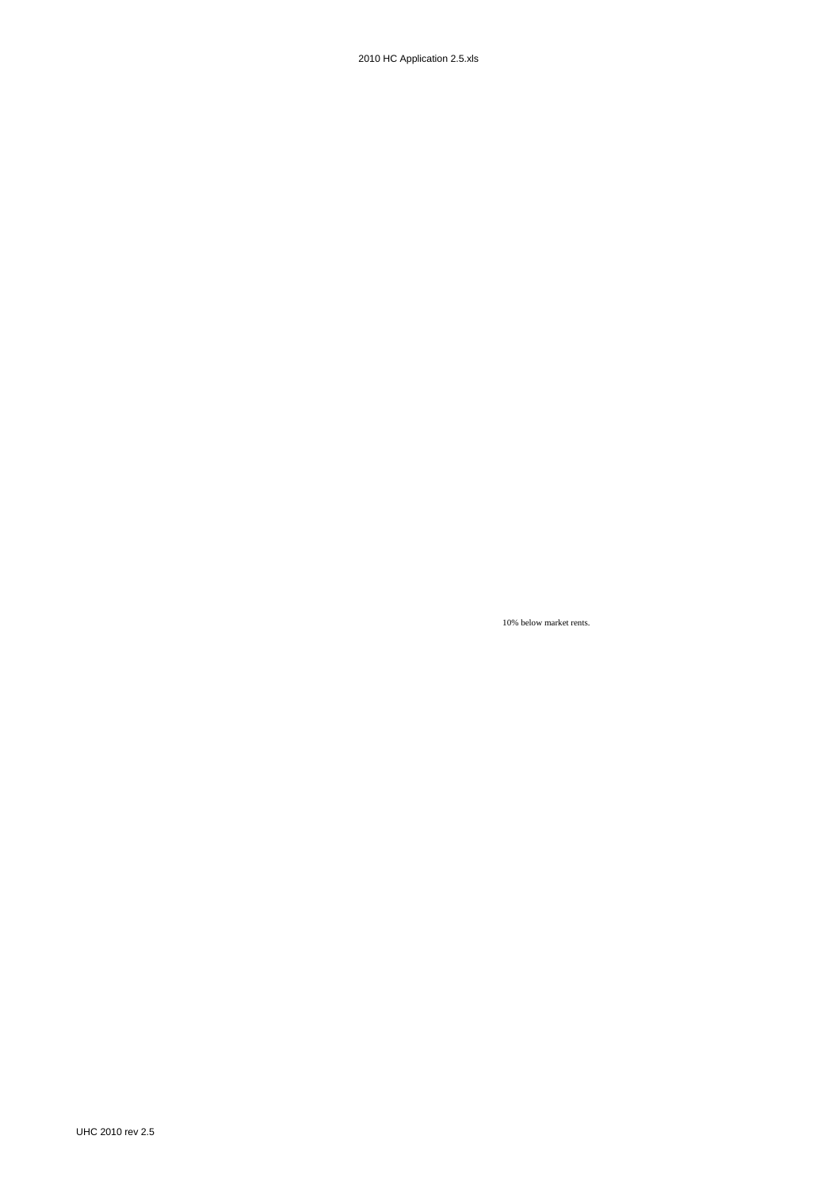10% below market rents.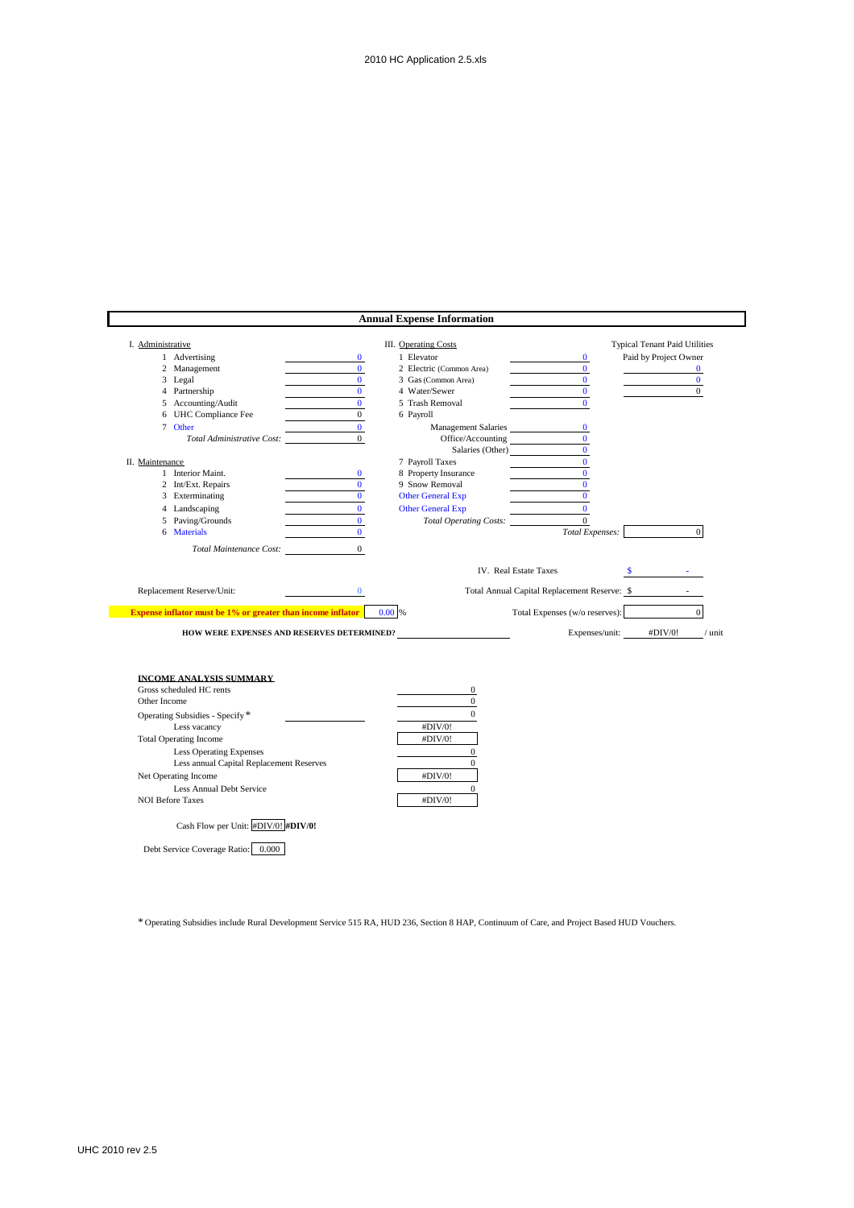## Annual Expense Information

**I. Administrative**

| Item | Amount |
|---|---|
| 1 Advertising | 0 |
| 2 Management | 0 |
| 3 Legal | 0 |
| 4 Partnership | 0 |
| 5 Accounting/Audit | 0 |
| 6 UHC Compliance Fee | 0 |
| 7 Other | 0 |
| *Total Administrative Cost:* | 0 |

**II. Maintenance**

| Item | Amount |
|---|---|
| 1 Interior Maint. | 0 |
| 2 Int/Ext. Repairs | 0 |
| 3 Exterminating | 0 |
| 4 Landscaping | 0 |
| 5 Paving/Grounds | 0 |
| 6 Materials | 0 |
| *Total Maintenance Cost:* | 0 |

**III. Operating Costs**

| Item | Amount |
|---|---|
| 1 Elevator | 0 |
| 2 Electric (Common Area) | 0 |
| 3 Gas (Common Area) | 0 |
| 4 Water/Sewer | 0 |
| 5 Trash Removal | 0 |
| 6 Payroll | |
| Management Salaries | 0 |
| Office/Accounting | 0 |
| Salaries (Other) | 0 |
| 7 Payroll Taxes | 0 |
| 8 Property Insurance | 0 |
| 9 Snow Removal | 0 |
| Other General Exp | 0 |
| Other General Exp | 0 |
| *Total Operating Costs:* | 0 |

**Typical Tenant Paid Utilities Paid by Project Owner**

| |
|---|
| 0 |
| 0 |
| 0 |

*Total Expenses:* 0

IV. Real Estate Taxes $ -

Replacement Reserve/Unit: 0

Total Annual Capital Replacement Reserve: $ -

**Expense inflator must be 1% or greater than income inflator** 0.00 %

Total Expenses (w/o reserves): 0

**HOW WERE EXPENSES AND RESERVES DETERMINED?** ____________

Expenses/unit: #DIV/0! / unit

### INCOME ANALYSIS SUMMARY

| Item | Amount |
|---|---|
| Gross scheduled HC rents | 0 |
| Other Income | 0 |
| Operating Subsidies - Specify* | 0 |
| Less vacancy | #DIV/0! |
| Total Operating Income | #DIV/0! |
| Less Operating Expenses | 0 |
| Less annual Capital Replacement Reserves | 0 |
| Net Operating Income | #DIV/0! |
| Less Annual Debt Service | 0 |
| NOI Before Taxes | #DIV/0! |

Cash Flow per Unit: #DIV/0! **#DIV/0!**

Debt Service Coverage Ratio: 0.000

* Operating Subsidies include Rural Development Service 515 RA, HUD 236, Section 8 HAP, Continuum of Care, and Project Based HUD Vouchers.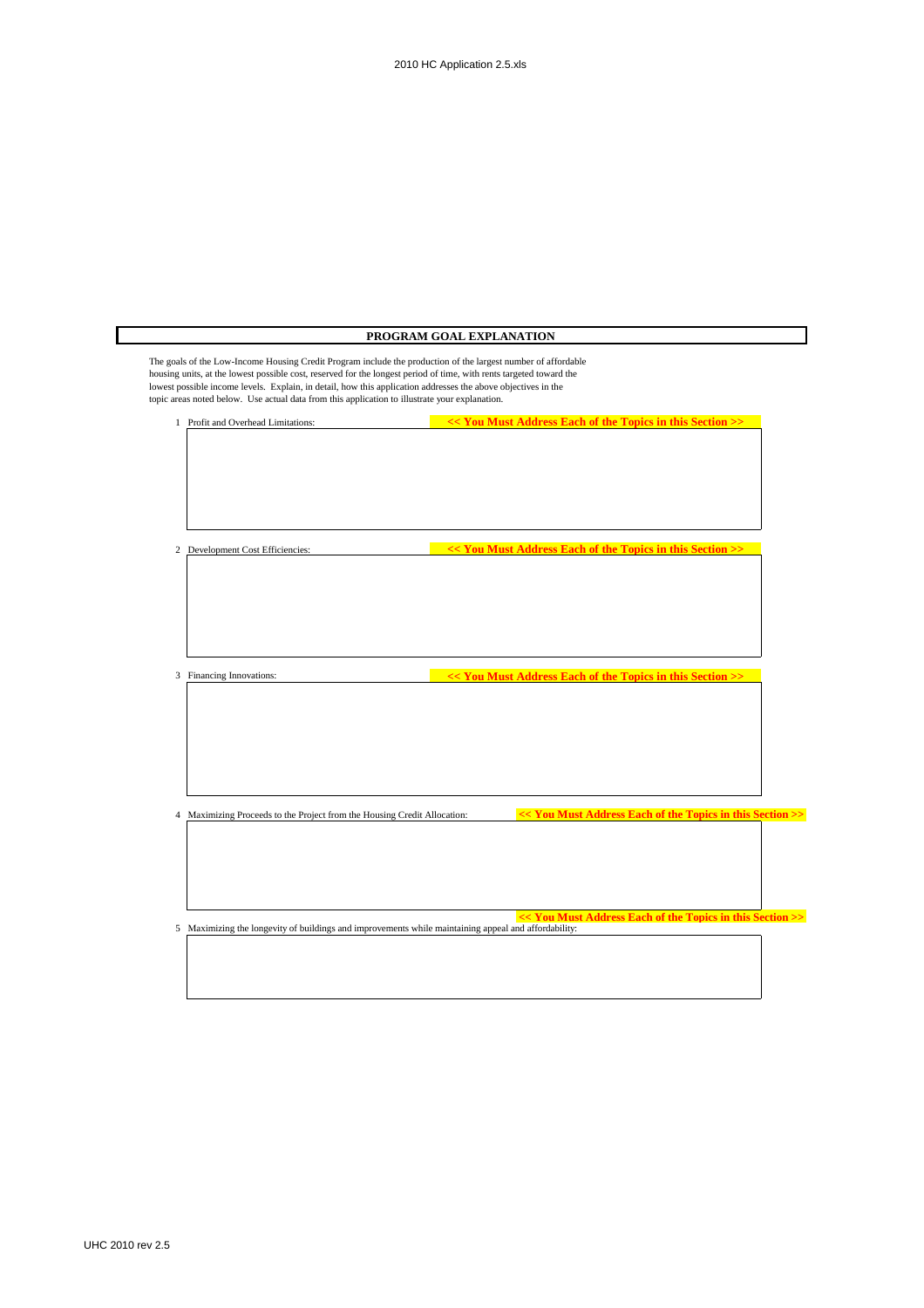# PROGRAM GOAL EXPLANATION

The goals of the Low-Income Housing Credit Program include the production of the largest number of affordable housing units, at the lowest possible cost, reserved for the longest period of time, with rents targeted toward the lowest possible income levels. Explain, in detail, how this application addresses the above objectives in the topic areas noted below. Use actual data from this application to illustrate your explanation.

1 Profit and Overhead Limitations: **<< You Must Address Each of the Topics in this Section >>**

2 Development Cost Efficiencies: **<< You Must Address Each of the Topics in this Section >>**

3 Financing Innovations: **<< You Must Address Each of the Topics in this Section >>**

4 Maximizing Proceeds to the Project from the Housing Credit Allocation: **<< You Must Address Each of the Topics in this Section >>**

5 Maximizing the longevity of buildings and improvements while maintaining appeal and affordability: **<< You Must Address Each of the Topics in this Section >>**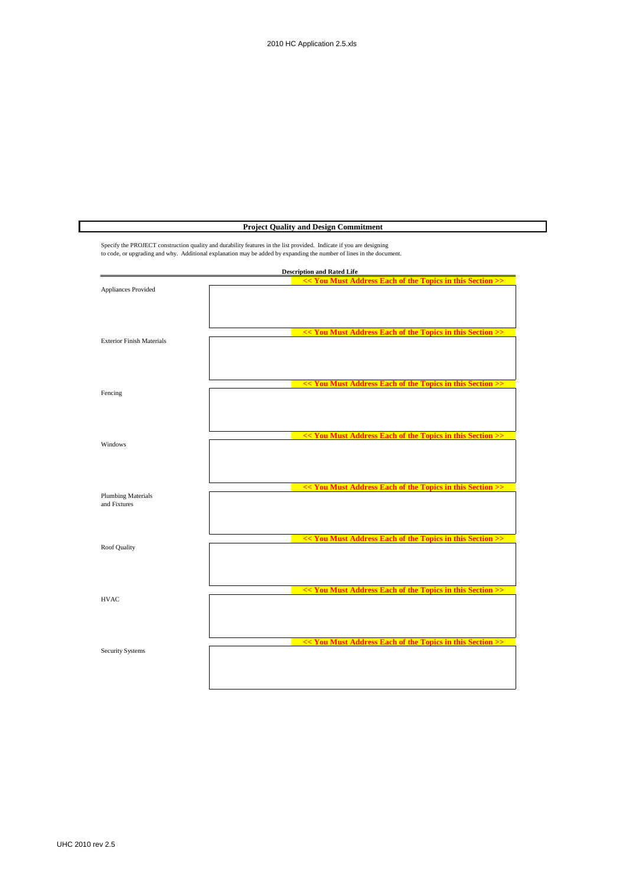## Project Quality and Design Commitment

Specify the PROJECT construction quality and durability features in the list provided. Indicate if you are designing to code, or upgrading and why. Additional explanation may be added by expanding the number of lines in the document.

| | Description and Rated Life |
|---|---|
| | << You Must Address Each of the Topics in this Section >> |
| Appliances Provided | |
| | << You Must Address Each of the Topics in this Section >> |
| Exterior Finish Materials | |
| | << You Must Address Each of the Topics in this Section >> |
| Fencing | |
| | << You Must Address Each of the Topics in this Section >> |
| Windows | |
| | << You Must Address Each of the Topics in this Section >> |
| Plumbing Materials and Fixtures | |
| | << You Must Address Each of the Topics in this Section >> |
| Roof Quality | |
| | << You Must Address Each of the Topics in this Section >> |
| HVAC | |
| | << You Must Address Each of the Topics in this Section >> |
| Security Systems | |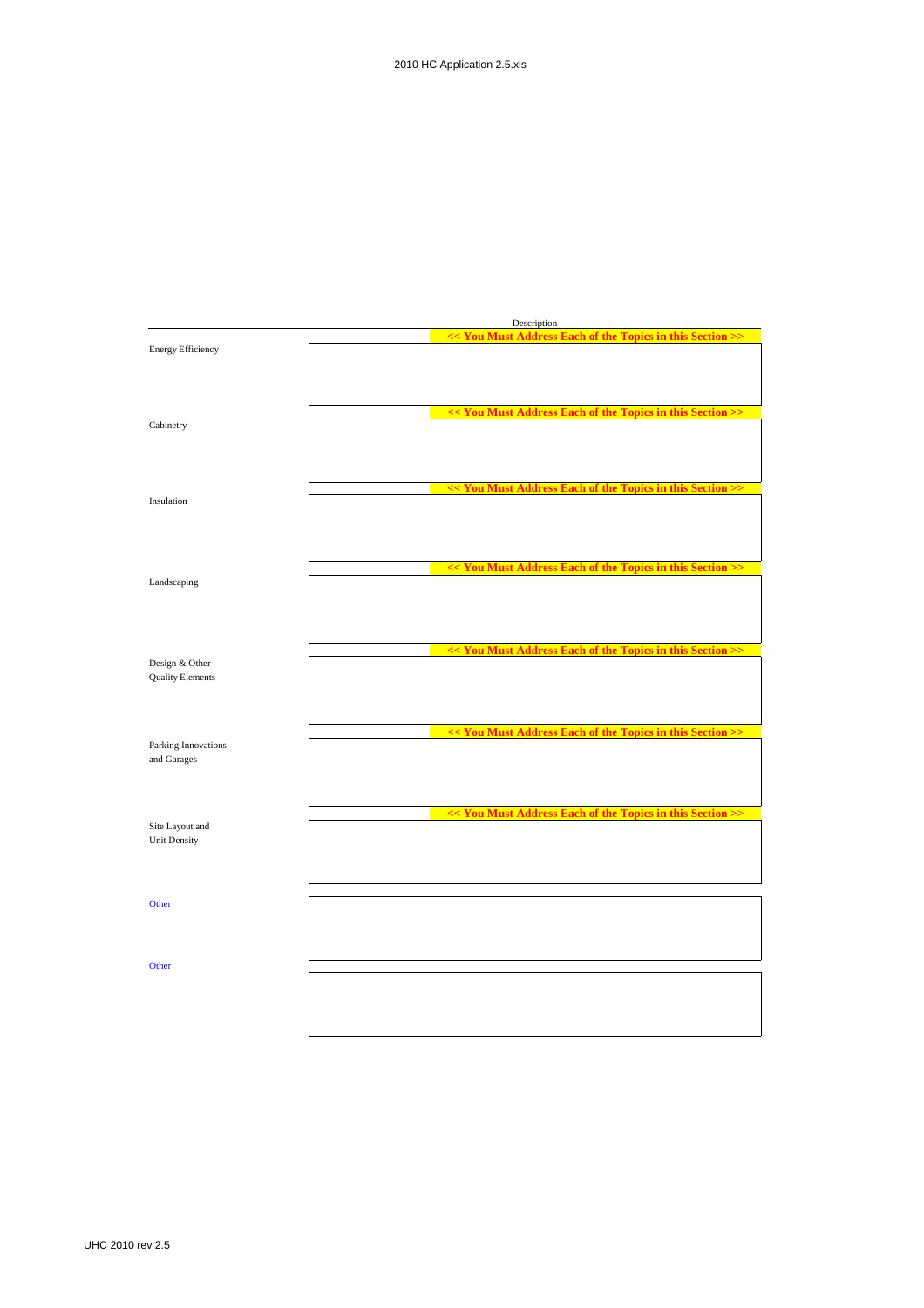| | Description |
|---|---|
| | **<< You Must Address Each of the Topics in this Section >>** |
| Energy Efficiency | |
| | **<< You Must Address Each of the Topics in this Section >>** |
| Cabinetry | |
| | **<< You Must Address Each of the Topics in this Section >>** |
| Insulation | |
| | **<< You Must Address Each of the Topics in this Section >>** |
| Landscaping | |
| | **<< You Must Address Each of the Topics in this Section >>** |
| Design & Other Quality Elements | |
| | **<< You Must Address Each of the Topics in this Section >>** |
| Parking Innovations and Garages | |
| | **<< You Must Address Each of the Topics in this Section >>** |
| Site Layout and Unit Density | |
| Other | |
| Other | |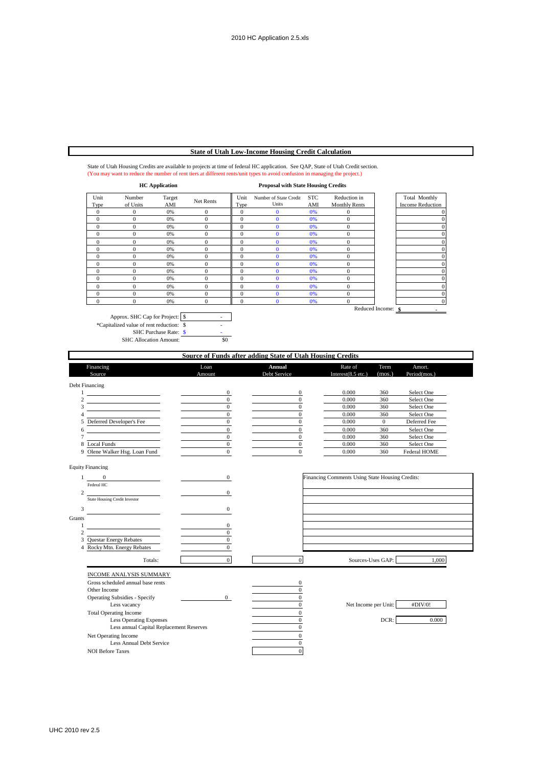## State of Utah Low-Income Housing Credit Calculation

State of Utah Housing Credits are available to projects at time of federal HC application. See QAP, State of Utah Credit section.
(You may want to reduce the number of rent tiers at different rents/unit types to avoid confusion in managing the project.)

| HC Application | | | | Proposal with State Housing Credits | | | | |
|---|---|---|---|---|---|---|---|---|
| Unit Type | Number of Units | Target AMI | Net Rents | Unit Type | Number of State Credit Units | STC AMI | Reduction in Monthly Rents | Total Monthly Income Reduction |
| 0 | 0 | 0% | 0 | 0 | 0 | 0% | 0 | 0 |
| 0 | 0 | 0% | 0 | 0 | 0 | 0% | 0 | 0 |
| 0 | 0 | 0% | 0 | 0 | 0 | 0% | 0 | 0 |
| 0 | 0 | 0% | 0 | 0 | 0 | 0% | 0 | 0 |
| 0 | 0 | 0% | 0 | 0 | 0 | 0% | 0 | 0 |
| 0 | 0 | 0% | 0 | 0 | 0 | 0% | 0 | 0 |
| 0 | 0 | 0% | 0 | 0 | 0 | 0% | 0 | 0 |
| 0 | 0 | 0% | 0 | 0 | 0 | 0% | 0 | 0 |
| 0 | 0 | 0% | 0 | 0 | 0 | 0% | 0 | 0 |
| 0 | 0 | 0% | 0 | 0 | 0 | 0% | 0 | 0 |
| 0 | 0 | 0% | 0 | 0 | 0 | 0% | 0 | 0 |
| 0 | 0 | 0% | 0 | 0 | 0 | 0% | 0 | 0 |
| 0 | 0 | 0% | 0 | 0 | 0 | 0% | 0 | 0 |

Reduced Income: $ -

Approx. SHC Cap for Project: $ -
*Capitalized value of rent reduction: $ -
SHC Purchase Rate: $ -
SHC Allocation Amount: $0

## Source of Funds after adding State of Utah Housing Credits

| | Financing Source | Loan Amount | Annual Debt Service | Rate of Interest(8.5 etc.) | Term (mos.) | Amort. Period(mos.) |
|---|---|---|---|---|---|---|
| **Debt Financing** | | | | | | |
| 1 | | 0 | 0 | 0.000 | 360 | Select One |
| 2 | | 0 | 0 | 0.000 | 360 | Select One |
| 3 | | 0 | 0 | 0.000 | 360 | Select One |
| 4 | | 0 | 0 | 0.000 | 360 | Select One |
| 5 | Deferred Developer's Fee | 0 | 0 | 0.000 | 0 | Deferred Fee |
| 6 | | 0 | 0 | 0.000 | 360 | Select One |
| 7 | | 0 | 0 | 0.000 | 360 | Select One |
| 8 | Local Funds | 0 | 0 | 0.000 | 360 | Select One |
| 9 | Olene Walker Hsg. Loan Fund | 0 | 0 | 0.000 | 360 | Federal HOME |
| **Equity Financing** | | | | | | |
| 1 | 0 (Federal HC) | 0 | | | | |
| 2 | State Housing Credit Investor | 0 | | | | |
| 3 | | 0 | | | | |
| **Grants** | | | | | | |
| 1 | | 0 | | | | |
| 2 | | 0 | | | | |
| 3 | Questar Energy Rebates | 0 | | | | |
| 4 | Rocky Mtn. Energy Rebates | 0 | | | | |
| | Totals: | 0 | 0 | | | |

Financing Comments Using State Housing Credits:

Sources-Uses GAP: 1,000

### INCOME ANALYSIS SUMMARY

| | | |
|---|---|---|
| Gross scheduled annual base rents | | 0 |
| Other Income | | 0 |
| Operating Subsidies - Specify | 0 | 0 |
| Less vacancy | | 0 |
| Total Operating Income | | 0 |
| Less Operating Expenses | | 0 |
| Less annual Capital Replacement Reserves | | 0 |
| Net Operating Income | | 0 |
| Less Annual Debt Service | | 0 |
| NOI Before Taxes | | 0 |

Net Income per Unit: #DIV/0!

DCR: 0.000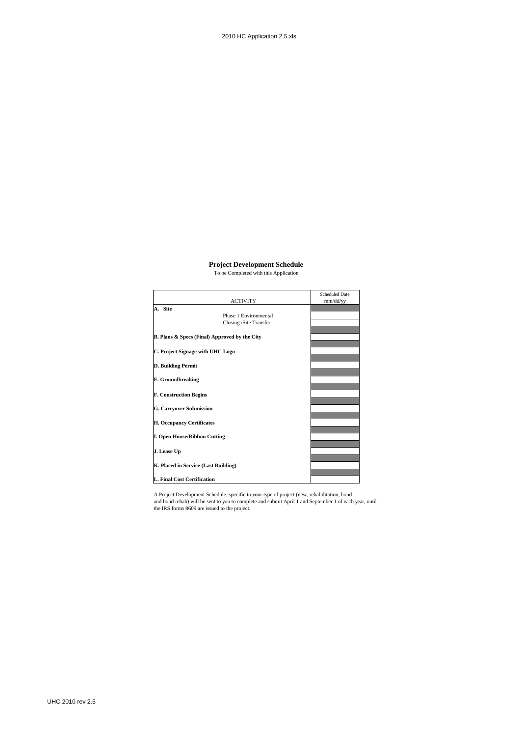## Project Development Schedule

To be Completed with this Application

| ACTIVITY | Scheduled Date mm/dd/yy |
|---|---|
| **A. Site** | |
| Phase 1 Environmental | |
| Closing /Site Transfer | |
| **B. Plans & Specs (Final) Approved by the City** | |
| **C. Project Signage with UHC Logo** | |
| **D. Building Permit** | |
| **E. Groundbreaking** | |
| **F. Construction Begins** | |
| **G. Carryover Submission** | |
| **H. Occupancy Certificates** | |
| **I. Open House/Ribbon Cutting** | |
| **J. Lease Up** | |
| **K. Placed in Service (Last Building)** | |
| **L. Final Cost Certification** | |

A Project Development Schedule, specific to your type of project (new, rehabilitation, bond and bond rehab) will be sent to you to complete and submit April 1 and September 1 of each year, until the IRS forms 8609 are issued to the project.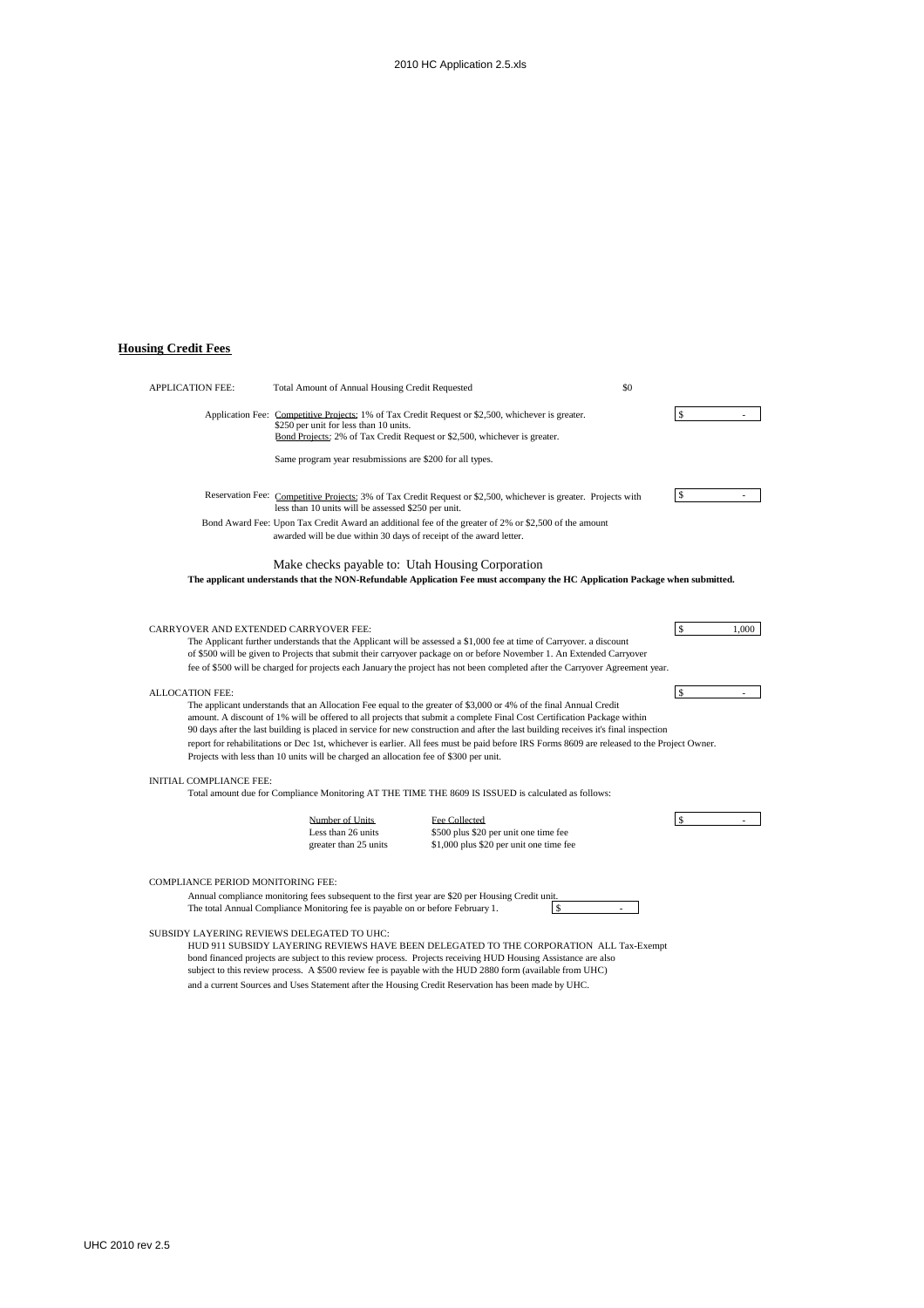## Housing Credit Fees

APPLICATION FEE: Total Amount of Annual Housing Credit Requested $0

Application Fee: Competitive Projects: 1% of Tax Credit Request or $2,500, whichever is greater. $250 per unit for less than 10 units. | $ -
Bond Projects: 2% of Tax Credit Request or $2,500, whichever is greater.

Same program year resubmissions are $200 for all types.

Reservation Fee: Competitive Projects: 3% of Tax Credit Request or $2,500, whichever is greater. Projects with less than 10 units will be assessed $250 per unit. | $ -

Bond Award Fee: Upon Tax Credit Award an additional fee of the greater of 2% or $2,500 of the amount awarded will be due within 30 days of receipt of the award letter.

Make checks payable to: Utah Housing Corporation

**The applicant understands that the NON-Refundable Application Fee must accompany the HC Application Package when submitted.**

CARRYOVER AND EXTENDED CARRYOVER FEE: | $ 1,000

The Applicant further understands that the Applicant will be assessed a $1,000 fee at time of Carryover. a discount of $500 will be given to Projects that submit their carryover package on or before November 1. An Extended Carryover fee of $500 will be charged for projects each January the project has not been completed after the Carryover Agreement year.

ALLOCATION FEE: | $ -

The applicant understands that an Allocation Fee equal to the greater of $3,000 or 4% of the final Annual Credit amount. A discount of 1% will be offered to all projects that submit a complete Final Cost Certification Package within 90 days after the last building is placed in service for new construction and after the last building receives it's final inspection report for rehabilitations or Dec 1st, whichever is earlier. All fees must be paid before IRS Forms 8609 are released to the Project Owner. Projects with less than 10 units will be charged an allocation fee of $300 per unit.

INITIAL COMPLIANCE FEE:

Total amount due for Compliance Monitoring AT THE TIME THE 8609 IS ISSUED is calculated as follows:

| Number of Units | Fee Collected |
|---|---|
| Less than 26 units | $500 plus $20 per unit one time fee |
| greater than 25 units | $1,000 plus $20 per unit one time fee |

$ -

COMPLIANCE PERIOD MONITORING FEE:

Annual compliance monitoring fees subsequent to the first year are $20 per Housing Credit unit.
The total Annual Compliance Monitoring fee is payable on or before February 1. | $ -

SUBSIDY LAYERING REVIEWS DELEGATED TO UHC:

HUD 911 SUBSIDY LAYERING REVIEWS HAVE BEEN DELEGATED TO THE CORPORATION ALL Tax-Exempt bond financed projects are subject to this review process. Projects receiving HUD Housing Assistance are also subject to this review process. A $500 review fee is payable with the HUD 2880 form (available from UHC) and a current Sources and Uses Statement after the Housing Credit Reservation has been made by UHC.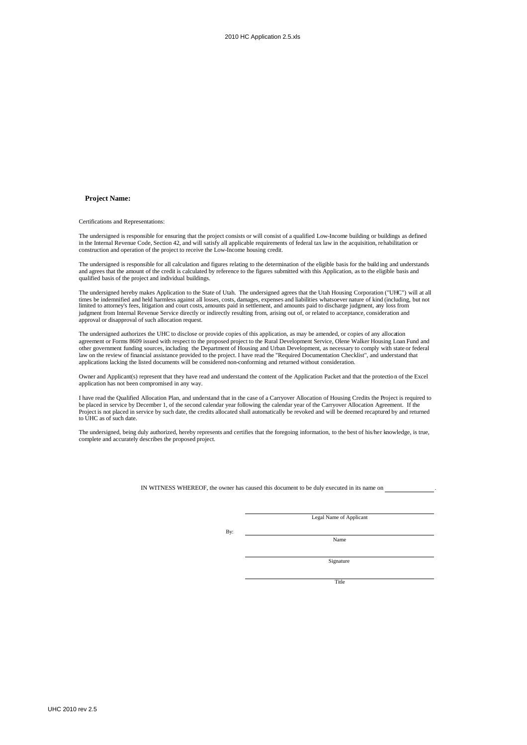**Project Name:**

Certifications and Representations:

The undersigned is responsible for ensuring that the project consists or will consist of a qualified Low-Income building or buildings as defined in the Internal Revenue Code, Section 42, and will satisfy all applicable requirements of federal tax law in the acquisition, rehabilitation or construction and operation of the project to receive the Low-Income housing credit.

The undersigned is responsible for all calculation and figures relating to the determination of the eligible basis for the building and understands and agrees that the amount of the credit is calculated by reference to the figures submitted with this Application, as to the eligible basis and qualified basis of the project and individual buildings.

The undersigned hereby makes Application to the State of Utah. The undersigned agrees that the Utah Housing Corporation ("UHC") will at all times be indemnified and held harmless against all losses, costs, damages, expenses and liabilities whatsoever nature of kind (including, but not limited to attorney's fees, litigation and court costs, amounts paid in settlement, and amounts paid to discharge judgment, any loss from judgment from Internal Revenue Service directly or indirectly resulting from, arising out of, or related to acceptance, consideration and approval or disapproval of such allocation request.

The undersigned authorizes the UHC to disclose or provide copies of this application, as may be amended, or copies of any allocation agreement or Forms 8609 issued with respect to the proposed project to the Rural Development Service, Olene Walker Housing Loan Fund and other government funding sources, including the Department of Housing and Urban Development, as necessary to comply with state or federal law on the review of financial assistance provided to the project. I have read the "Required Documentation Checklist", and understand that applications lacking the listed documents will be considered non-conforming and returned without consideration.

Owner and Applicant(s) represent that they have read and understand the content of the Application Packet and that the protection of the Excel application has not been compromised in any way.

I have read the Qualified Allocation Plan, and understand that in the case of a Carryover Allocation of Housing Credits the Project is required to be placed in service by December 1, of the second calendar year following the calendar year of the Carryover Allocation Agreement. If the Project is not placed in service by such date, the credits allocated shall automatically be revoked and will be deemed recaptured by and returned to UHC as of such date.

The undersigned, being duly authorized, hereby represents and certifies that the foregoing information, to the best of his/her knowledge, is true, complete and accurately describes the proposed project.

IN WITNESS WHEREOF, the owner has caused this document to be duly executed in its name on \_\_\_\_\_\_\_\_\_\_\_\_\_\_.

\_\_\_\_\_\_\_\_\_\_\_\_\_\_\_\_\_\_\_\_\_\_\_\_\_\_\_\_\_\_\_\_
Legal Name of Applicant

By: \_\_\_\_\_\_\_\_\_\_\_\_\_\_\_\_\_\_\_\_\_\_\_\_\_\_\_\_\_\_\_\_
Name

\_\_\_\_\_\_\_\_\_\_\_\_\_\_\_\_\_\_\_\_\_\_\_\_\_\_\_\_\_\_\_\_
Signature

\_\_\_\_\_\_\_\_\_\_\_\_\_\_\_\_\_\_\_\_\_\_\_\_\_\_\_\_\_\_\_\_
Title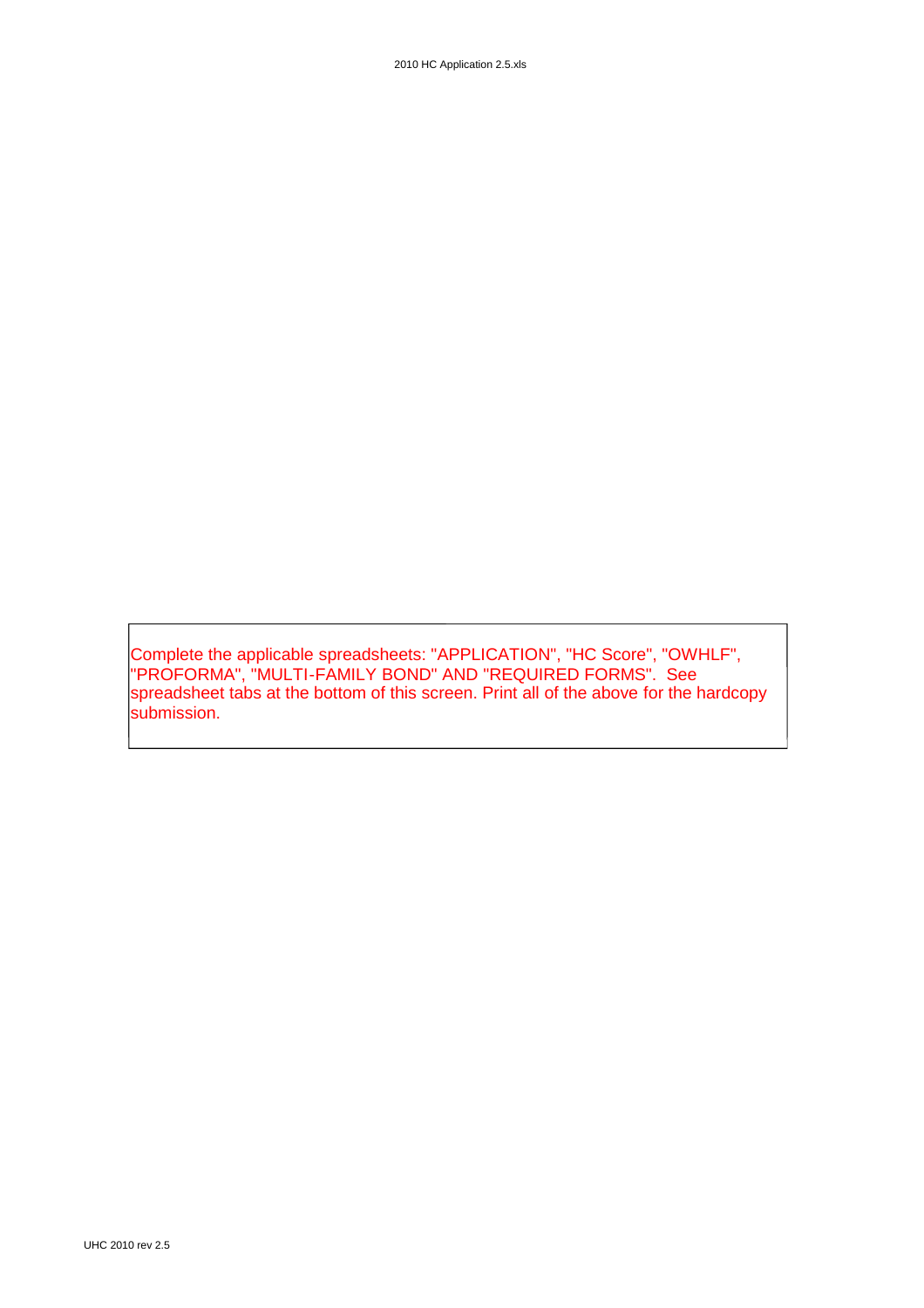Complete the applicable spreadsheets: "APPLICATION", "HC Score", "OWHLF", "PROFORMA", "MULTI-FAMILY BOND" AND "REQUIRED FORMS". See spreadsheet tabs at the bottom of this screen. Print all of the above for the hardcopy submission.